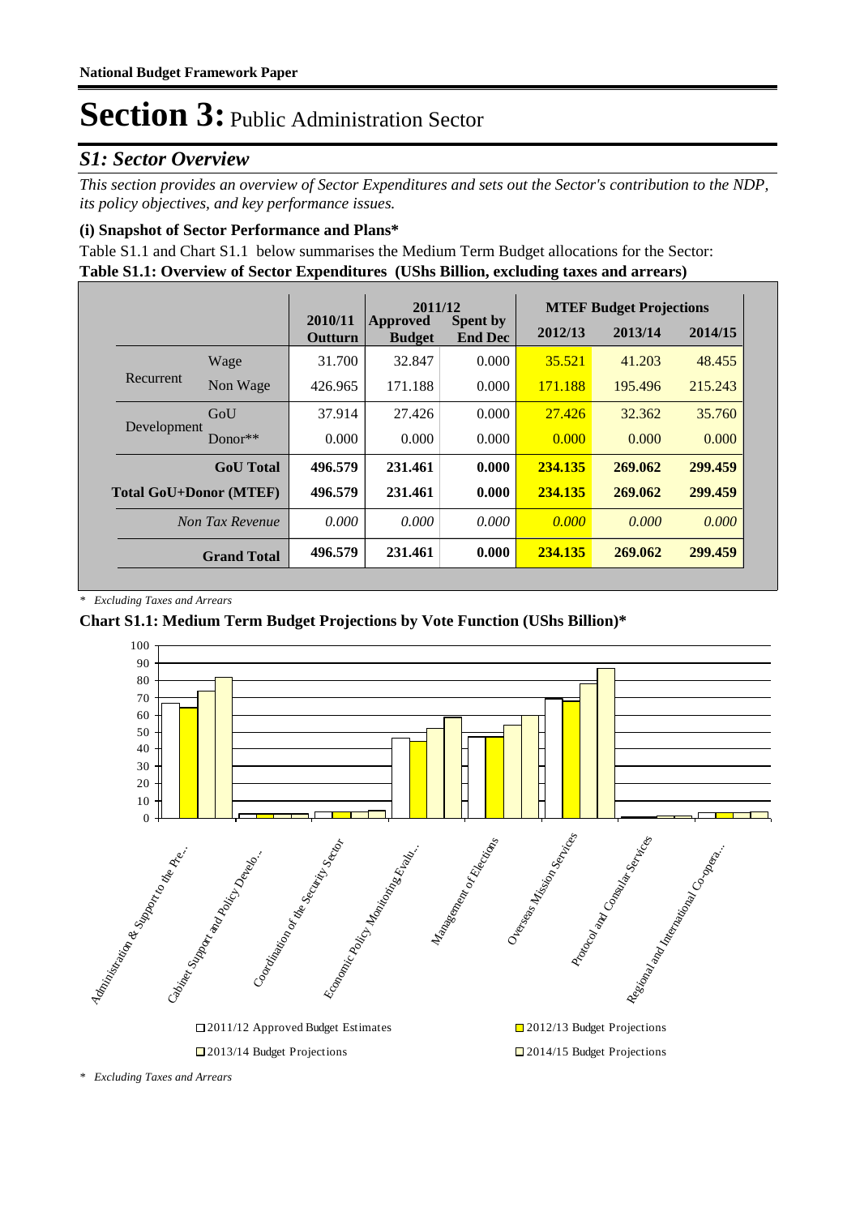# Section 3: Public Administration Sector

## S1: Sector Overview

*This section provides an overview of Sector Expenditures and sets out the Sector's contribution to the NDP, its policy objectives, and key performance issues.*

### (i) Snapshot of Sector Performance and Plans*

Table S1.1 and Chart S1.1 below summarises the Medium Term Budget allocations for the Sector:

**Table S1.1: Overview of Sector Expenditures (UShs Billion, excluding taxes and arrears)**

| | | 2010/11 | 2011/12 | | MTEF Budget Projections | | |
|---|---|---|---|---|---|---|---|
| | | Outturn | Approved Budget | Spent by End Dec | 2012/13 | 2013/14 | 2014/15 |
| Recurrent | Wage | 31.700 | 32.847 | 0.000 | 35.521 | 41.203 | 48.455 |
| | Non Wage | 426.965 | 171.188 | 0.000 | 171.188 | 195.496 | 215.243 |
| Development | GoU | 37.914 | 27.426 | 0.000 | 27.426 | 32.362 | 35.760 |
| | Donor** | 0.000 | 0.000 | 0.000 | 0.000 | 0.000 | 0.000 |
| | **GoU Total** | **496.579** | **231.461** | **0.000** | **234.135** | **269.062** | **299.459** |
| **Total GoU+Donor (MTEF)** | | **496.579** | **231.461** | **0.000** | **234.135** | **269.062** | **299.459** |
| | *Non Tax Revenue* | *0.000* | *0.000* | *0.000* | *0.000* | *0.000* | *0.000* |
| | **Grand Total** | **496.579** | **231.461** | **0.000** | **234.135** | **269.062** | **299.459** |

\* *Excluding Taxes and Arrears*

**Chart S1.1: Medium Term Budget Projections by Vote Function (UShs Billion)***

\* *Excluding Taxes and Arrears*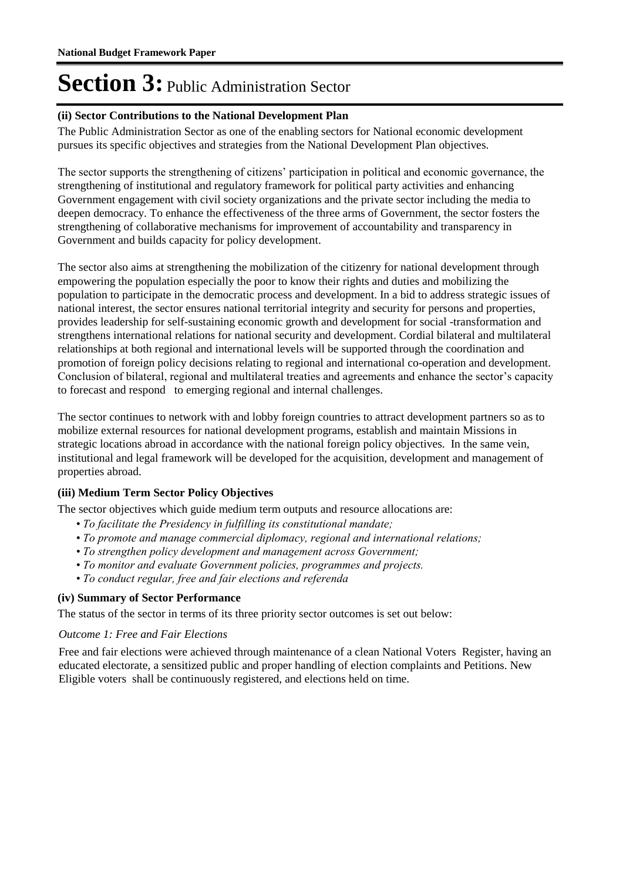# Section 3: Public Administration Sector

### (ii) Sector Contributions to the National Development Plan

The Public Administration Sector as one of the enabling sectors for National economic development pursues its specific objectives and strategies from the National Development Plan objectives.

The sector supports the strengthening of citizens' participation in political and economic governance, the strengthening of institutional and regulatory framework for political party activities and enhancing Government engagement with civil society organizations and the private sector including the media to deepen democracy. To enhance the effectiveness of the three arms of Government, the sector fosters the strengthening of collaborative mechanisms for improvement of accountability and transparency in Government and builds capacity for policy development.

The sector also aims at strengthening the mobilization of the citizenry for national development through empowering the population especially the poor to know their rights and duties and mobilizing the population to participate in the democratic process and development. In a bid to address strategic issues of national interest, the sector ensures national territorial integrity and security for persons and properties, provides leadership for self-sustaining economic growth and development for social -transformation and strengthens international relations for national security and development. Cordial bilateral and multilateral relationships at both regional and international levels will be supported through the coordination and promotion of foreign policy decisions relating to regional and international co-operation and development. Conclusion of bilateral, regional and multilateral treaties and agreements and enhance the sector's capacity to forecast and respond to emerging regional and internal challenges.

The sector continues to network with and lobby foreign countries to attract development partners so as to mobilize external resources for national development programs, establish and maintain Missions in strategic locations abroad in accordance with the national foreign policy objectives. In the same vein, institutional and legal framework will be developed for the acquisition, development and management of properties abroad.

### (iii) Medium Term Sector Policy Objectives

The sector objectives which guide medium term outputs and resource allocations are:

- *To facilitate the Presidency in fulfilling its constitutional mandate;*
- *To promote and manage commercial diplomacy, regional and international relations;*
- *To strengthen policy development and management across Government;*
- *To monitor and evaluate Government policies, programmes and projects.*
- *To conduct regular, free and fair elections and referenda*

### (iv) Summary of Sector Performance

The status of the sector in terms of its three priority sector outcomes is set out below:

*Outcome 1: Free and Fair Elections*

Free and fair elections were achieved through maintenance of a clean National Voters Register, having an educated electorate, a sensitized public and proper handling of election complaints and Petitions. New Eligible voters shall be continuously registered, and elections held on time.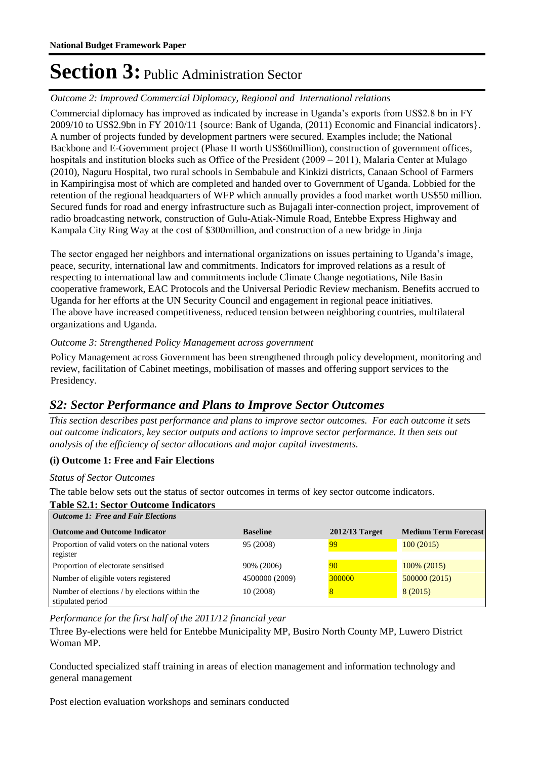# Section 3: Public Administration Sector

*Outcome 2: Improved Commercial Diplomacy, Regional and International relations*

Commercial diplomacy has improved as indicated by increase in Uganda's exports from US$2.8 bn in FY 2009/10 to US$2.9bn in FY 2010/11 {source: Bank of Uganda, (2011) Economic and Financial indicators}. A number of projects funded by development partners were secured. Examples include; the National Backbone and E-Government project (Phase II worth US$60million), construction of government offices, hospitals and institution blocks such as Office of the President (2009 – 2011), Malaria Center at Mulago (2010), Naguru Hospital, two rural schools in Sembabule and Kinkizi districts, Canaan School of Farmers in Kampiringisa most of which are completed and handed over to Government of Uganda. Lobbied for the retention of the regional headquarters of WFP which annually provides a food market worth US$50 million. Secured funds for road and energy infrastructure such as Bujagali inter-connection project, improvement of radio broadcasting network, construction of Gulu-Atiak-Nimule Road, Entebbe Express Highway and Kampala City Ring Way at the cost of $300million, and construction of a new bridge in Jinja

The sector engaged her neighbors and international organizations on issues pertaining to Uganda's image, peace, security, international law and commitments. Indicators for improved relations as a result of respecting to international law and commitments include Climate Change negotiations, Nile Basin cooperative framework, EAC Protocols and the Universal Periodic Review mechanism. Benefits accrued to Uganda for her efforts at the UN Security Council and engagement in regional peace initiatives.
The above have increased competitiveness, reduced tension between neighboring countries, multilateral organizations and Uganda.

*Outcome 3: Strengthened Policy Management across government*

Policy Management across Government has been strengthened through policy development, monitoring and review, facilitation of Cabinet meetings, mobilisation of masses and offering support services to the Presidency.

## *S2: Sector Performance and Plans to Improve Sector Outcomes*

*This section describes past performance and plans to improve sector outcomes. For each outcome it sets out outcome indicators, key sector outputs and actions to improve sector performance. It then sets out analysis of the efficiency of sector allocations and major capital investments.*

### (i) Outcome 1: Free and Fair Elections

*Status of Sector Outcomes*

The table below sets out the status of sector outcomes in terms of key sector outcome indicators.

**Table S2.1: Sector Outcome Indicators**

| *Outcome 1: Free and Fair Elections* | | | |
|---|---|---|---|
| **Outcome and Outcome Indicator** | **Baseline** | **2012/13 Target** | **Medium Term Forecast** |
| Proportion of valid voters on the national voters register | 95 (2008) | 99 | 100 (2015) |
| Proportion of electorate sensitised | 90% (2006) | 90 | 100% (2015) |
| Number of eligible voters registered | 4500000 (2009) | 300000 | 500000 (2015) |
| Number of elections / by elections within the stipulated period | 10 (2008) | 8 | 8 (2015) |

*Performance for the first half of the 2011/12 financial year*

Three By-elections were held for Entebbe Municipality MP, Busiro North County MP, Luwero District Woman MP.

Conducted specialized staff training in areas of election management and information technology and general management

Post election evaluation workshops and seminars conducted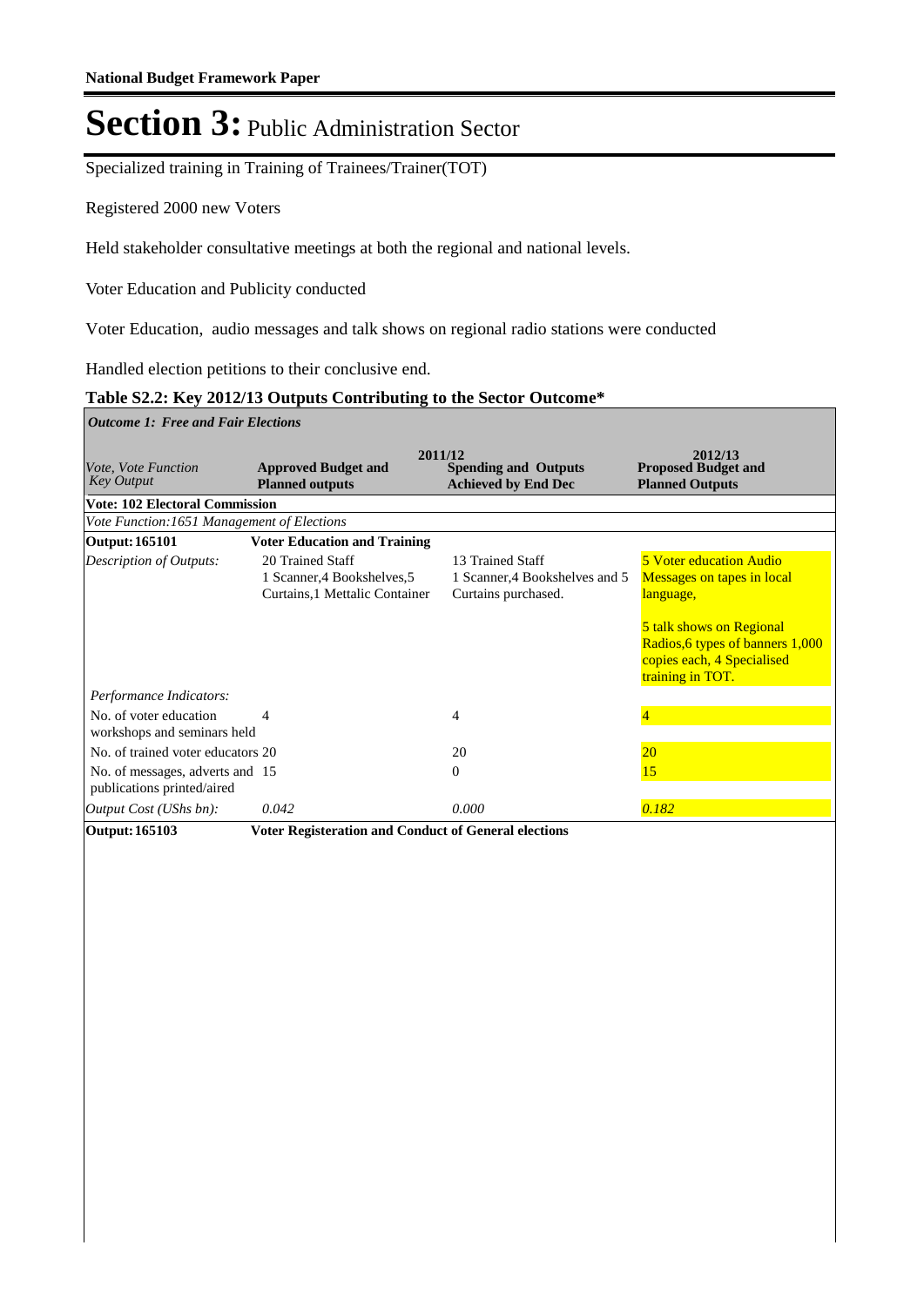# Section 3: Public Administration Sector

Specialized training in Training of Trainees/Trainer(TOT)

Registered 2000 new Voters

Held stakeholder consultative meetings at both the regional and national levels.

Voter Education and Publicity conducted

Voter Education, audio messages and talk shows on regional radio stations were conducted

Handled election petitions to their conclusive end.

### Table S2.2: Key 2012/13 Outputs Contributing to the Sector Outcome*

| *Outcome 1: Free and Fair Elections* | | | |
|---|---|---|---|
| *Vote, Vote Function Key Output* | 2011/12 **Approved Budget and Planned outputs** | **Spending and Outputs Achieved by End Dec** | 2012/13 **Proposed Budget and Planned Outputs** |
| **Vote: 102 Electoral Commission** | | | |
| *Vote Function:1651 Management of Elections* | | | |
| **Output: 165101** | **Voter Education and Training** | | |
| *Description of Outputs:* | 20 Trained Staff<br>1 Scanner,4 Bookshelves,5 Curtains,1 Mettalic Container | 13 Trained Staff<br>1 Scanner,4 Bookshelves and 5 Curtains purchased. | 5 Voter education Audio Messages on tapes in local language,<br><br>5 talk shows on Regional Radios,6 types of banners 1,000 copies each, 4 Specialised training in TOT. |
| *Performance Indicators:* | | | |
| No. of voter education workshops and seminars held | 4 | 4 | 4 |
| No. of trained voter educators | 20 | 20 | 20 |
| No. of messages, adverts and publications printed/aired | 15 | 0 | 15 |
| *Output Cost (UShs bn):* | *0.042* | *0.000* | *0.182* |
| **Output: 165103** | **Voter Registeration and Conduct of General elections** | | |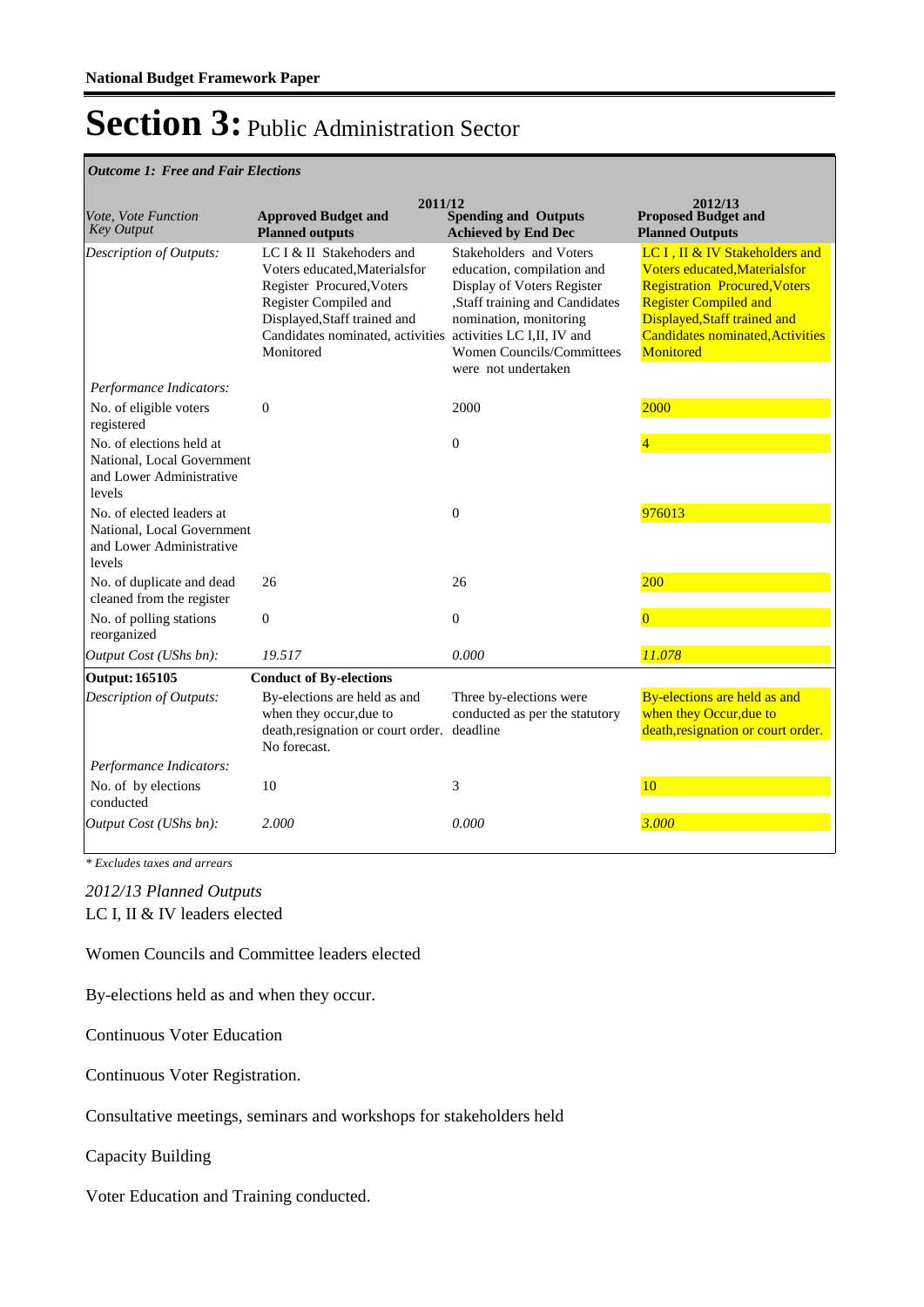**National Budget Framework Paper**

# Section 3: Public Administration Sector

*Outcome 1: Free and Fair Elections*

| *Vote, Vote Function Key Output* | 2011/12 **Approved Budget and Planned outputs** | **Spending and Outputs Achieved by End Dec** | 2012/13 **Proposed Budget and Planned Outputs** |
|---|---|---|---|
| *Description of Outputs:* | LC I & II Stakeholders and Voters educated,Materialsfor Register Procured,Voters Register Compiled and Displayed,Staff trained and Candidates nominated, activities Monitored | Stakeholders and Voters education, compilation and Display of Voters Register ,Staff training and Candidates nomination, monitoring activities LC I,II, IV and Women Councils/Committees were not undertaken | LC I , II & IV Stakeholders and Voters educated,Materialsfor Registration Procured,Voters Register Compiled and Displayed,Staff trained and Candidates nominated,Activities Monitored |
| *Performance Indicators:* | | | |
| No. of eligible voters registered | 0 | 2000 | 2000 |
| No. of elections held at National, Local Government and Lower Administrative levels | | 0 | 4 |
| No. of elected leaders at National, Local Government and Lower Administrative levels | | 0 | 976013 |
| No. of duplicate and dead cleaned from the register | 26 | 26 | 200 |
| No. of polling stations reorganized | 0 | 0 | 0 |
| *Output Cost (UShs bn):* | *19.517* | *0.000* | *11.078* |
| **Output: 165105** | **Conduct of By-elections** | | |
| *Description of Outputs:* | By-elections are held as and when they occur,due to death,resignation or court order. No forecast. | Three by-elections were conducted as per the statutory deadline | By-elections are held as and when they Occur,due to death,resignation or court order. |
| *Performance Indicators:* | | | |
| No. of by elections conducted | 10 | 3 | 10 |
| *Output Cost (UShs bn):* | *2.000* | *0.000* | *3.000* |

*\* Excludes taxes and arrears*

*2012/13 Planned Outputs*

LC I, II & IV leaders elected

Women Councils and Committee leaders elected

By-elections held as and when they occur.

Continuous Voter Education

Continuous Voter Registration.

Consultative meetings, seminars and workshops for stakeholders held

Capacity Building

Voter Education and Training conducted.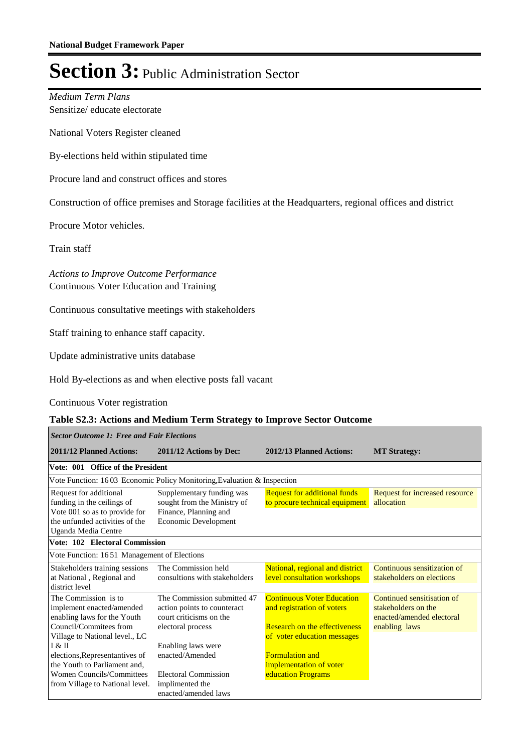# Section 3: Public Administration Sector

*Medium Term Plans*

Sensitize/ educate electorate

National Voters Register cleaned

By-elections held within stipulated time

Procure land and construct offices and stores

Construction of office premises and Storage facilities at the Headquarters, regional offices and district

Procure Motor vehicles.

Train staff

*Actions to Improve Outcome Performance*

Continuous Voter Education and Training

Continuous consultative meetings with stakeholders

Staff training to enhance staff capacity.

Update administrative units database

Hold By-elections as and when elective posts fall vacant

Continuous Voter registration

**Table S2.3: Actions and Medium Term Strategy to Improve Sector Outcome**

| *Sector Outcome 1: Free and Fair Elections* | | | |
|---|---|---|---|
| **2011/12 Planned Actions:** | **2011/12 Actions by Dec:** | **2012/13 Planned Actions:** | **MT Strategy:** |
| **Vote: 001 Office of the President** | | | |
| Vote Function: 16 03 Economic Policy Monitoring,Evaluation & Inspection | | | |
| Request for additional funding in the ceilings of Vote 001 so as to provide for the unfunded activities of the Uganda Media Centre | Supplementary funding was sought from the Ministry of Finance, Planning and Economic Development | Request for additional funds to procure technical equipment | Request for increased resource allocation |
| **Vote: 102 Electoral Commission** | | | |
| Vote Function: 16 51 Management of Elections | | | |
| Stakeholders training sessions at National , Regional and district level | The Commission held consultions with stakeholders | National, regional and district level consultation workshops | Continuous sensitization of stakeholders on elections |
| The Commission is to implement enacted/amended enabling laws for the Youth Council/Commitees from Village to National level., LC I & II elections,Representantives of the Youth to Parliament and, Women Councils/Committees from Village to National level. | The Commission submitted 47 action points to counteract court criticisms on the electoral process<br><br>Enabling laws were enacted/Amended<br><br>Electoral Commission implimented the enacted/amended laws | Continuous Voter Education and registration of voters<br><br>Research on the effectiveness of voter education messages<br><br>Formulation and implementation of voter education Programs | Continued sensitisation of stakeholders on the enacted/amended electoral enabling laws |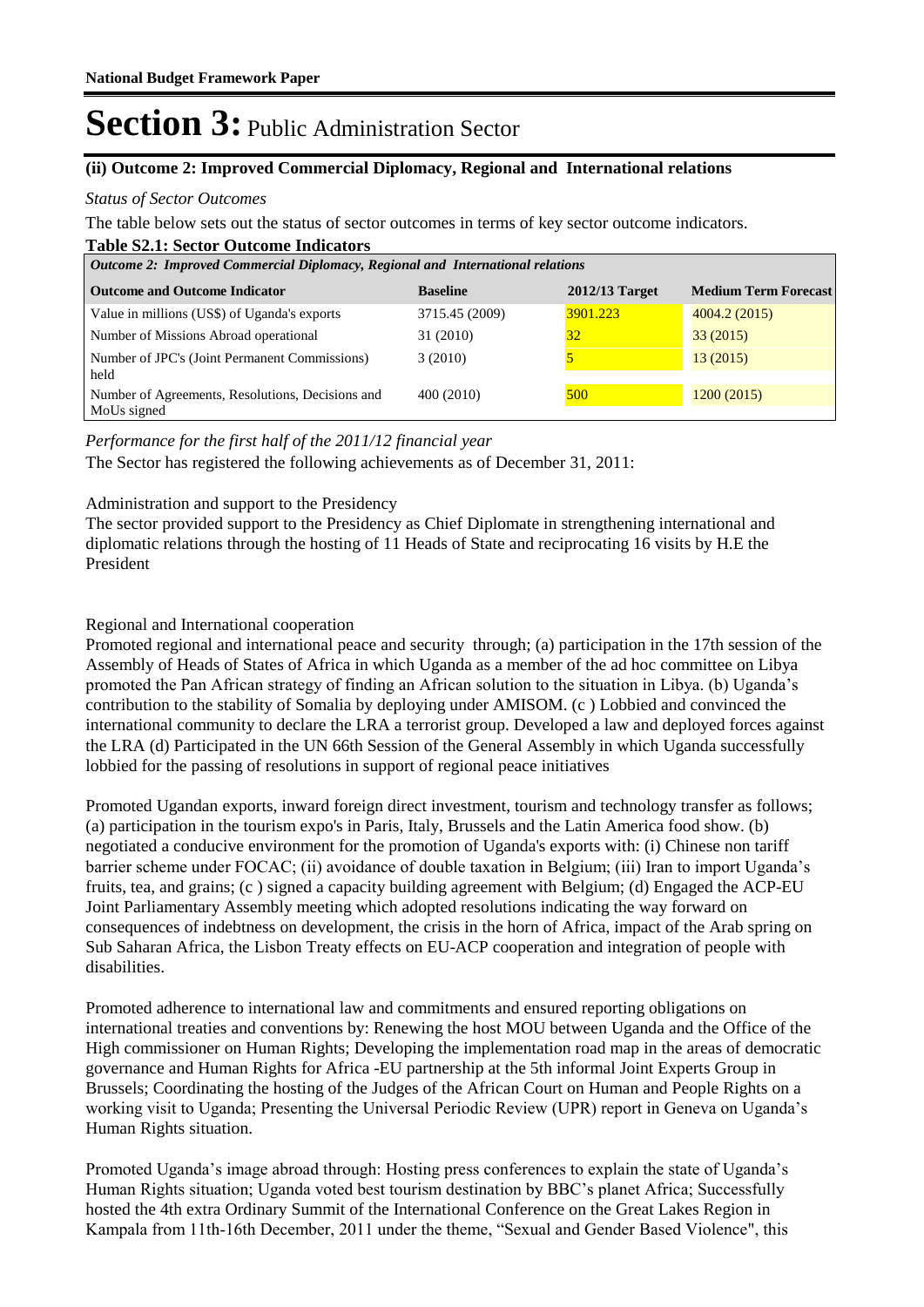# Section 3: Public Administration Sector

**(ii) Outcome 2: Improved Commercial Diplomacy, Regional and International relations**

*Status of Sector Outcomes*

The table below sets out the status of sector outcomes in terms of key sector outcome indicators.

**Table S2.1: Sector Outcome Indicators**

| *Outcome 2: Improved Commercial Diplomacy, Regional and International relations* | | | |
|---|---|---|---|
| **Outcome and Outcome Indicator** | **Baseline** | **2012/13 Target** | **Medium Term Forecast** |
| Value in millions (US$) of Uganda's exports | 3715.45 (2009) | 3901.223 | 4004.2 (2015) |
| Number of Missions Abroad operational | 31 (2010) | 32 | 33 (2015) |
| Number of JPC's (Joint Permanent Commissions) held | 3 (2010) | 5 | 13 (2015) |
| Number of Agreements, Resolutions, Decisions and MoUs signed | 400 (2010) | 500 | 1200 (2015) |

*Performance for the first half of the 2011/12 financial year*

The Sector has registered the following achievements as of December 31, 2011:

Administration and support to the Presidency

The sector provided support to the Presidency as Chief Diplomate in strengthening international and diplomatic relations through the hosting of 11 Heads of State and reciprocating 16 visits by H.E the President

Regional and International cooperation

Promoted regional and international peace and security through; (a) participation in the 17th session of the Assembly of Heads of States of Africa in which Uganda as a member of the ad hoc committee on Libya promoted the Pan African strategy of finding an African solution to the situation in Libya. (b) Uganda's contribution to the stability of Somalia by deploying under AMISOM. (c ) Lobbied and convinced the international community to declare the LRA a terrorist group. Developed a law and deployed forces against the LRA (d) Participated in the UN 66th Session of the General Assembly in which Uganda successfully lobbied for the passing of resolutions in support of regional peace initiatives

Promoted Ugandan exports, inward foreign direct investment, tourism and technology transfer as follows; (a) participation in the tourism expo's in Paris, Italy, Brussels and the Latin America food show. (b) negotiated a conducive environment for the promotion of Uganda's exports with: (i) Chinese non tariff barrier scheme under FOCAC; (ii) avoidance of double taxation in Belgium; (iii) Iran to import Uganda's fruits, tea, and grains; (c ) signed a capacity building agreement with Belgium; (d) Engaged the ACP-EU Joint Parliamentary Assembly meeting which adopted resolutions indicating the way forward on consequences of indebtness on development, the crisis in the horn of Africa, impact of the Arab spring on Sub Saharan Africa, the Lisbon Treaty effects on EU-ACP cooperation and integration of people with disabilities.

Promoted adherence to international law and commitments and ensured reporting obligations on international treaties and conventions by: Renewing the host MOU between Uganda and the Office of the High commissioner on Human Rights; Developing the implementation road map in the areas of democratic governance and Human Rights for Africa -EU partnership at the 5th informal Joint Experts Group in Brussels; Coordinating the hosting of the Judges of the African Court on Human and People Rights on a working visit to Uganda; Presenting the Universal Periodic Review (UPR) report in Geneva on Uganda's Human Rights situation.

Promoted Uganda's image abroad through: Hosting press conferences to explain the state of Uganda's Human Rights situation; Uganda voted best tourism destination by BBC's planet Africa; Successfully hosted the 4th extra Ordinary Summit of the International Conference on the Great Lakes Region in Kampala from 11th-16th December, 2011 under the theme, "Sexual and Gender Based Violence", this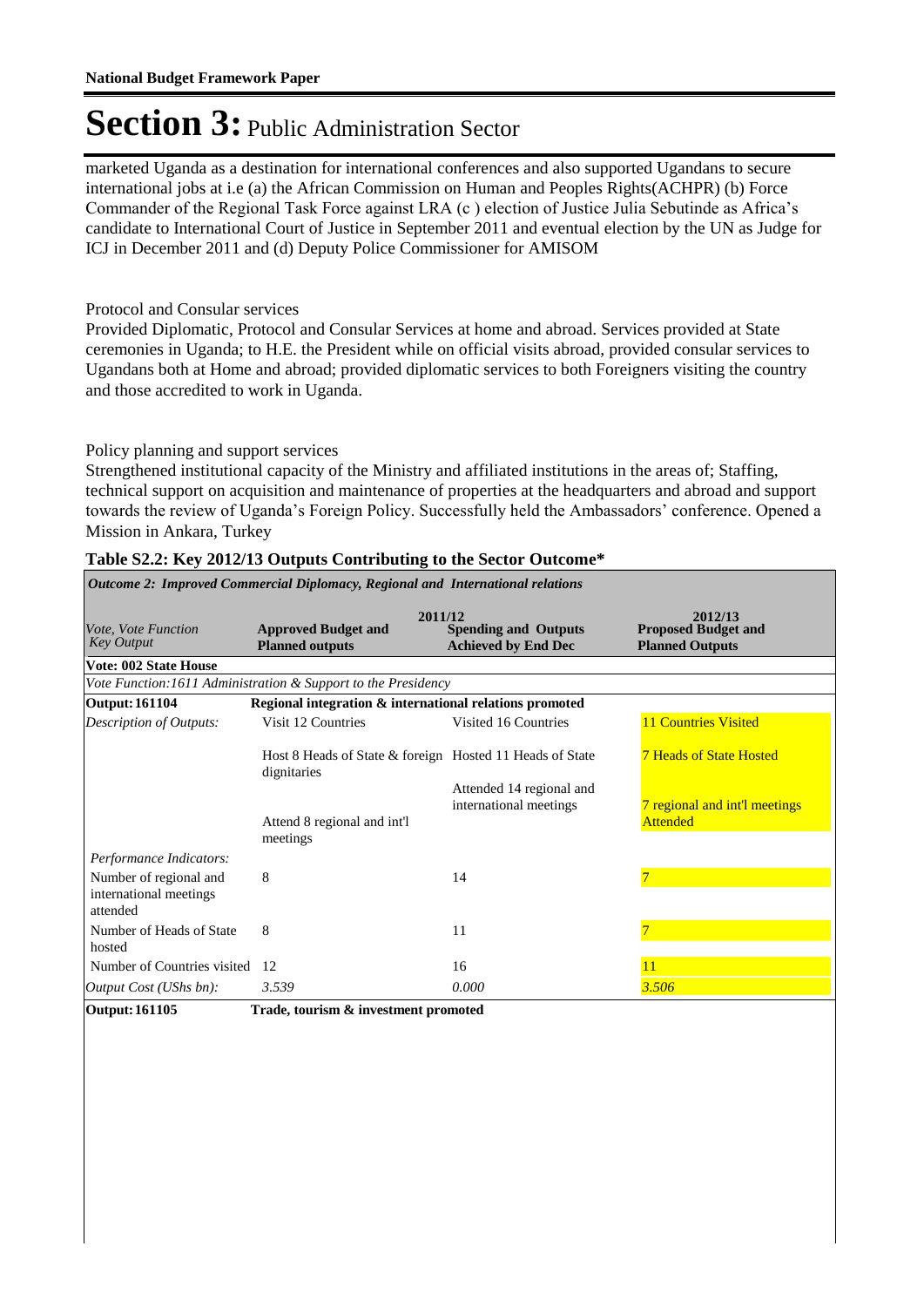# Section 3: Public Administration Sector

marketed Uganda as a destination for international conferences and also supported Ugandans to secure international jobs at i.e (a) the African Commission on Human and Peoples Rights(ACHPR) (b) Force Commander of the Regional Task Force against LRA (c ) election of Justice Julia Sebutinde as Africa's candidate to International Court of Justice in September 2011 and eventual election by the UN as Judge for ICJ in December 2011 and (d) Deputy Police Commissioner for AMISOM

Protocol and Consular services

Provided Diplomatic, Protocol and Consular Services at home and abroad. Services provided at State ceremonies in Uganda; to H.E. the President while on official visits abroad, provided consular services to Ugandans both at Home and abroad; provided diplomatic services to both Foreigners visiting the country and those accredited to work in Uganda.

Policy planning and support services

Strengthened institutional capacity of the Ministry and affiliated institutions in the areas of; Staffing, technical support on acquisition and maintenance of properties at the headquarters and abroad and support towards the review of Uganda's Foreign Policy. Successfully held the Ambassadors' conference. Opened a Mission in Ankara, Turkey

**Table S2.2: Key 2012/13 Outputs Contributing to the Sector Outcome***

| *Outcome 2: Improved Commercial Diplomacy, Regional and International relations* | | | |
|---|---|---|---|
| | 2011/12 | | 2012/13 |
| *Vote, Vote Function Key Output* | **Approved Budget and Planned outputs** | **Spending and Outputs Achieved by End Dec** | **Proposed Budget and Planned Outputs** |
| **Vote: 002 State House** | | | |
| *Vote Function:1611 Administration & Support to the Presidency* | | | |
| **Output: 161104** | **Regional integration & international relations promoted** | | |
| *Description of Outputs:* | Visit 12 Countries | Visited 16 Countries | 11 Countries Visited |
| | Host 8 Heads of State & foreign dignitaries | Hosted 11 Heads of State | 7 Heads of State Hosted |
| | Attend 8 regional and int'l meetings | Attended 14 regional and international meetings | 7 regional and int'l meetings Attended |
| *Performance Indicators:* | | | |
| Number of regional and international meetings attended | 8 | 14 | 7 |
| Number of Heads of State hosted | 8 | 11 | 7 |
| Number of Countries visited | 12 | 16 | 11 |
| *Output Cost (UShs bn):* | *3.539* | *0.000* | *3.506* |
| **Output: 161105** | **Trade, tourism & investment promoted** | | |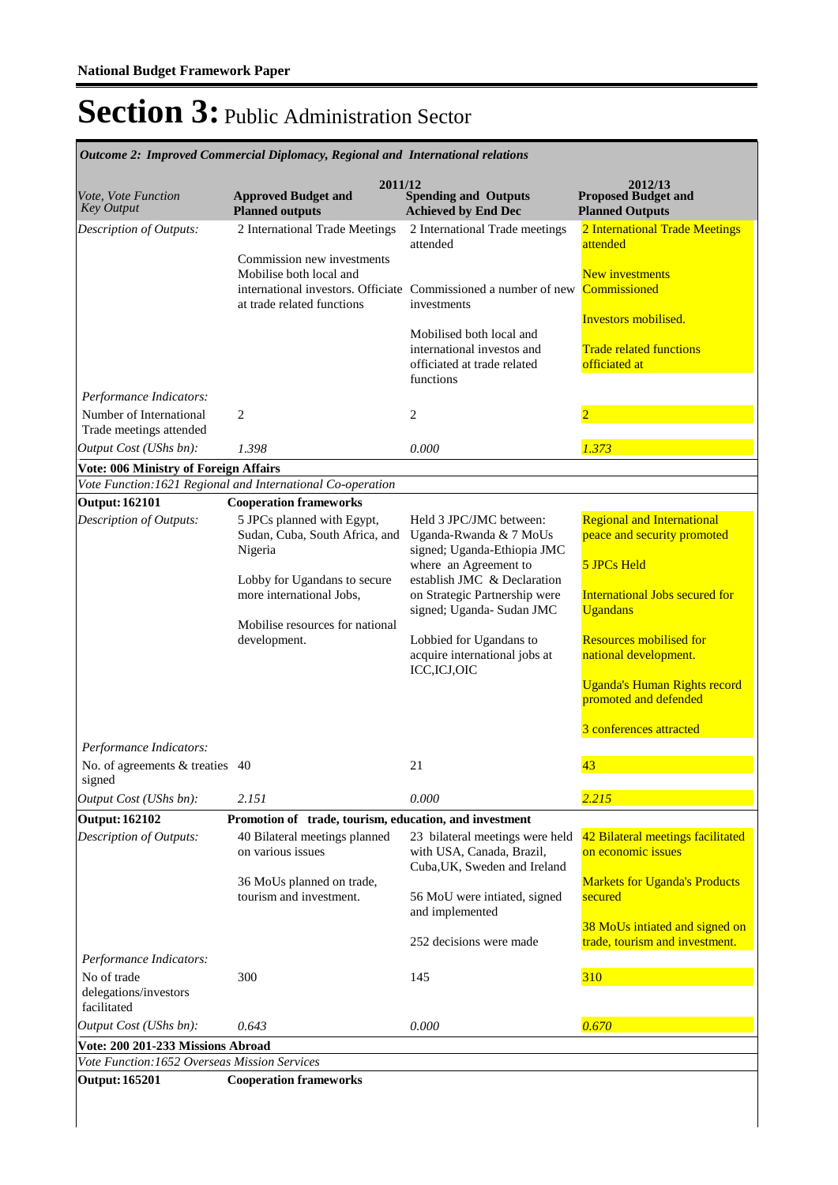**National Budget Framework Paper**

# Section 3: Public Administration Sector

*Outcome 2: Improved Commercial Diplomacy, Regional and International relations*

| *Vote, Vote Function Key Output* | 2011/12 **Approved Budget and Planned outputs** | **Spending and Outputs Achieved by End Dec** | 2012/13 **Proposed Budget and Planned Outputs** |
|---|---|---|---|
| *Description of Outputs:* | 2 International Trade Meetings<br><br>Commission new investments Mobilise both local and international investors. Officiate at trade related functions | 2 International Trade meetings attended<br><br>Commissioned a number of new investments<br><br>Mobilised both local and international investos and officiated at trade related functions | 2 International Trade Meetings attended<br><br>New investments Commissioned<br><br>Investors mobilised.<br><br>Trade related functions officiated at |
| *Performance Indicators:* | | | |
| Number of International Trade meetings attended | 2 | 2 | 2 |
| *Output Cost (UShs bn):* | *1.398* | *0.000* | *1.373* |
| **Vote: 006 Ministry of Foreign Affairs** | | | |
| *Vote Function:1621 Regional and International Co-operation* | | | |
| **Output: 162101** | **Cooperation frameworks** | | |
| *Description of Outputs:* | 5 JPCs planned with Egypt, Sudan, Cuba, South Africa, and Nigeria<br><br>Lobby for Ugandans to secure more international Jobs,<br><br>Mobilise resources for national development. | Held 3 JPC/JMC between: Uganda-Rwanda & 7 MoUs signed; Uganda-Ethiopia JMC where an Agreement to establish JMC & Declaration on Strategic Partnership were signed; Uganda- Sudan JMC<br><br>Lobbied for Ugandans to acquire international jobs at ICC,ICJ,OIC | Regional and International peace and security promoted<br><br>5 JPCs Held<br><br>International Jobs secured for Ugandans<br><br>Resources mobilised for national development.<br><br>Uganda's Human Rights record promoted and defended<br><br>3 conferences attracted |
| *Performance Indicators:* | | | |
| No. of agreements & treaties signed | 40 | 21 | 43 |
| *Output Cost (UShs bn):* | *2.151* | *0.000* | *2.215* |
| **Output: 162102** | **Promotion of trade, tourism, education, and investment** | | |
| *Description of Outputs:* | 40 Bilateral meetings planned on various issues<br><br>36 MoUs planned on trade, tourism and investment. | 23 bilateral meetings were held with USA, Canada, Brazil, Cuba,UK, Sweden and Ireland<br><br>56 MoU were intiated, signed and implemented<br><br>252 decisions were made | 42 Bilateral meetings facilitated on economic issues<br><br>Markets for Uganda's Products secured<br><br>38 MoUs intiated and signed on trade, tourism and investment. |
| *Performance Indicators:* | | | |
| No of trade delegations/investors facilitated | 300 | 145 | 310 |
| *Output Cost (UShs bn):* | *0.643* | *0.000* | *0.670* |
| **Vote: 200 201-233 Missions Abroad** | | | |
| *Vote Function:1652 Overseas Mission Services* | | | |
| **Output: 165201** | **Cooperation frameworks** | | |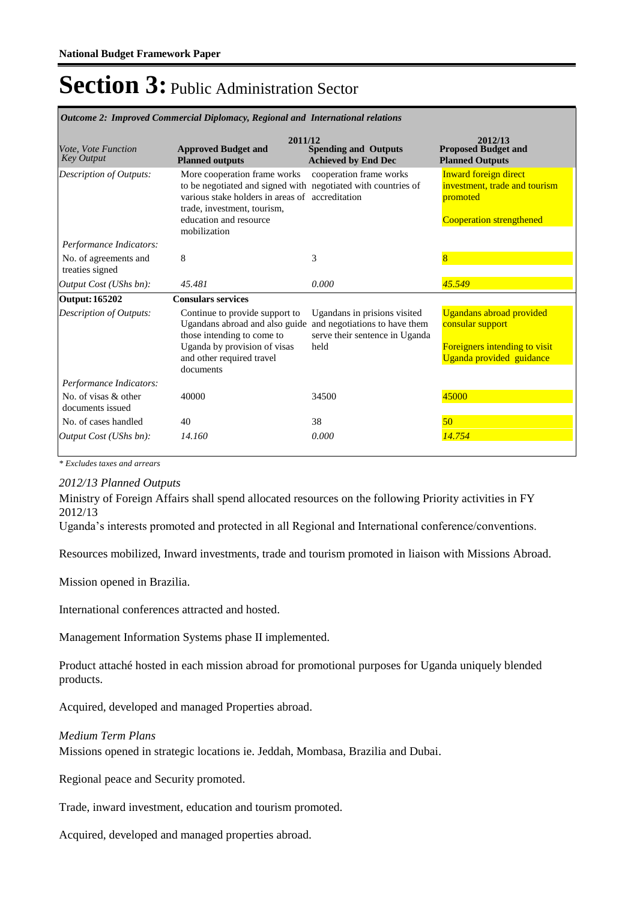**National Budget Framework Paper**

# Section 3: Public Administration Sector

*Outcome 2: Improved Commercial Diplomacy, Regional and International relations*

| *Vote, Vote Function Key Output* | 2011/12 **Approved Budget and Planned outputs** | **Spending and Outputs Achieved by End Dec** | 2012/13 **Proposed Budget and Planned Outputs** |
|---|---|---|---|
| *Description of Outputs:* | More cooperation frame works to be negotiated and signed with various stake holders in areas of trade, investment, tourism, education and resource mobilization | cooperation frame works negotiated with countries of accreditation | Inward foreign direct investment, trade and tourism promoted<br><br>Cooperation strengthened |
| *Performance Indicators:* | | | |
| No. of agreements and treaties signed | 8 | 3 | 8 |
| *Output Cost (UShs bn):* | *45.481* | *0.000* | *45.549* |
| **Output: 165202** | **Consulars services** | | |
| *Description of Outputs:* | Continue to provide support to Ugandans abroad and also guide those intending to come to Uganda by provision of visas and other required travel documents | Ugandans in prisions visited and negotiations to have them serve their sentence in Uganda held | Ugandans abroad provided consular support<br><br>Foreigners intending to visit Uganda provided guidance |
| *Performance Indicators:* | | | |
| No. of visas & other documents issued | 40000 | 34500 | 45000 |
| No. of cases handled | 40 | 38 | 50 |
| *Output Cost (UShs bn):* | *14.160* | *0.000* | *14.754* |

*\* Excludes taxes and arrears*

*2012/13 Planned Outputs*

Ministry of Foreign Affairs shall spend allocated resources on the following Priority activities in FY 2012/13

Uganda's interests promoted and protected in all Regional and International conference/conventions.

Resources mobilized, Inward investments, trade and tourism promoted in liaison with Missions Abroad.

Mission opened in Brazilia.

International conferences attracted and hosted.

Management Information Systems phase II implemented.

Product attaché hosted in each mission abroad for promotional purposes for Uganda uniquely blended products.

Acquired, developed and managed Properties abroad.

*Medium Term Plans*

Missions opened in strategic locations ie. Jeddah, Mombasa, Brazilia and Dubai.

Regional peace and Security promoted.

Trade, inward investment, education and tourism promoted.

Acquired, developed and managed properties abroad.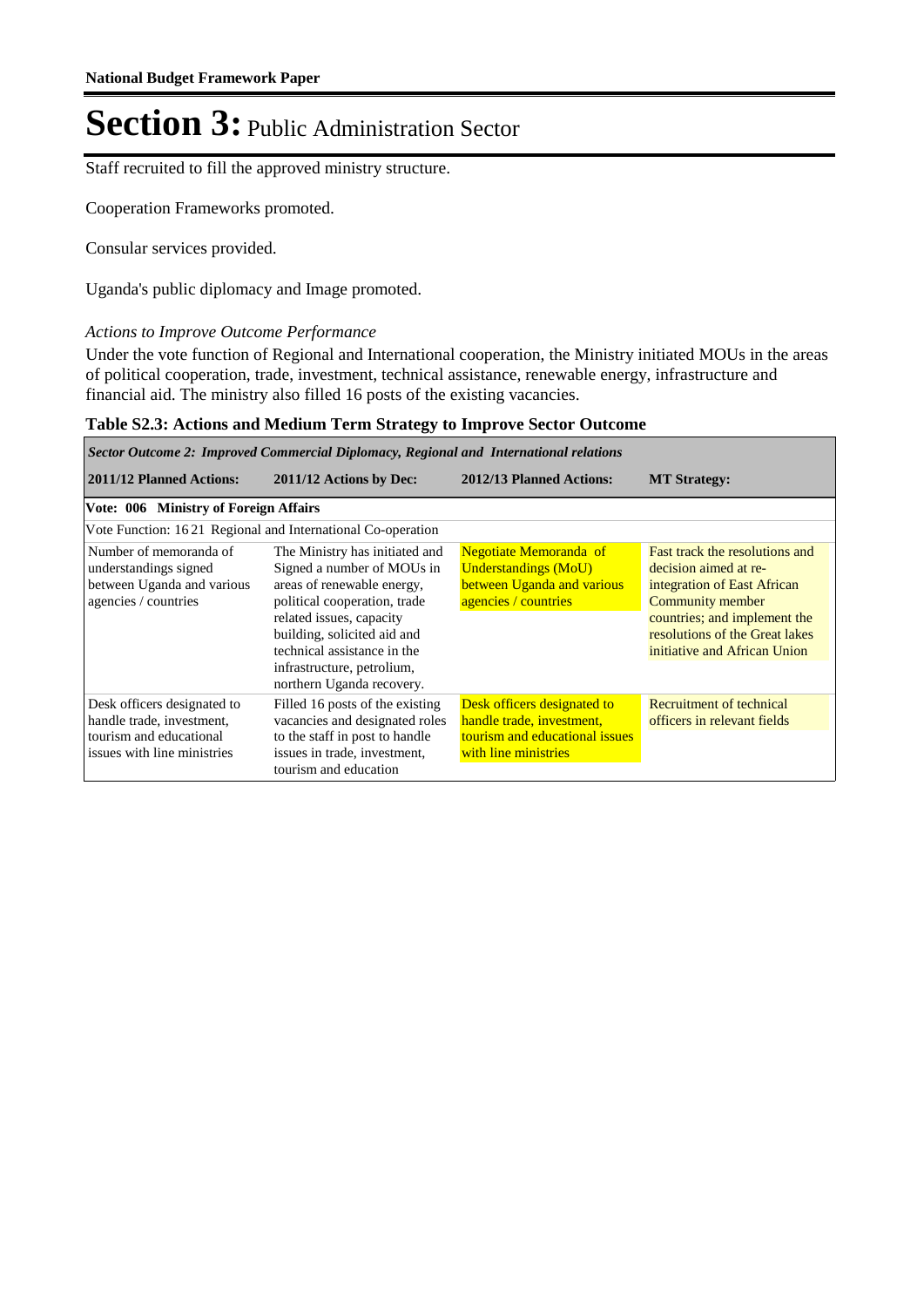Staff recruited to fill the approved ministry structure.

Cooperation Frameworks promoted.

Consular services provided.

Uganda's public diplomacy and Image promoted.

*Actions to Improve Outcome Performance*

Under the vote function of Regional and International cooperation, the Ministry initiated MOUs in the areas of political cooperation, trade, investment, technical assistance, renewable energy, infrastructure and financial aid. The ministry also filled 16 posts of the existing vacancies.

**Table S2.3: Actions and Medium Term Strategy to Improve Sector Outcome**

| ***Sector Outcome 2: Improved Commercial Diplomacy, Regional and International relations*** | | | |
|---|---|---|---|
| **2011/12 Planned Actions:** | **2011/12 Actions by Dec:** | **2012/13 Planned Actions:** | **MT Strategy:** |
| **Vote: 006 Ministry of Foreign Affairs** | | | |
| Vote Function: 16 21 Regional and International Co-operation | | | |
| Number of memoranda of understandings signed between Uganda and various agencies / countries | The Ministry has initiated and Signed a number of MOUs in areas of renewable energy, political cooperation, trade related issues, capacity building, solicited aid and technical assistance in the infrastructure, petrolium, northern Uganda recovery. | Negotiate Memoranda of Understandings (MoU) between Uganda and various agencies / countries | Fast track the resolutions and decision aimed at re-integration of East African Community member countries; and implement the resolutions of the Great lakes initiative and African Union |
| Desk officers designated to handle trade, investment, tourism and educational issues with line ministries | Filled 16 posts of the existing vacancies and designated roles to the staff in post to handle issues in trade, investment, tourism and education | Desk officers designated to handle trade, investment, tourism and educational issues with line ministries | Recruitment of technical officers in relevant fields |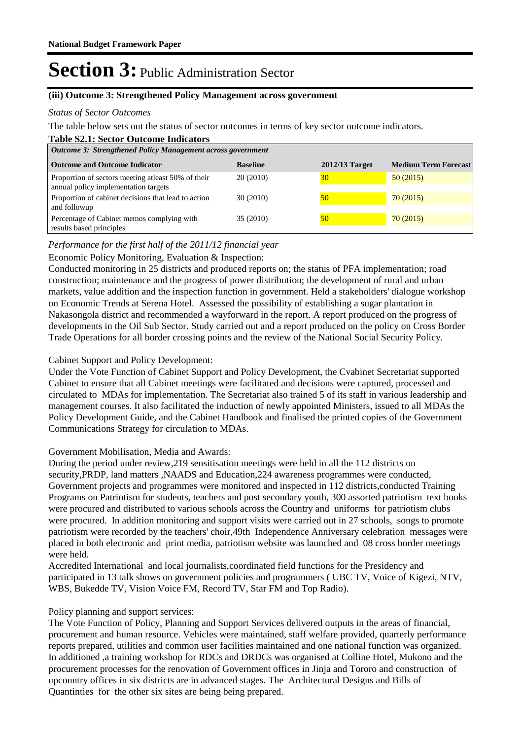# Section 3: Public Administration Sector

### (iii) Outcome 3: Strengthened Policy Management across government

*Status of Sector Outcomes*

The table below sets out the status of sector outcomes in terms of key sector outcome indicators.

**Table S2.1: Sector Outcome Indicators**

| *Outcome 3: Strengthened Policy Management across government* | | | |
|---|---|---|---|
| **Outcome and Outcome Indicator** | **Baseline** | **2012/13 Target** | **Medium Term Forecast** |
| Proportion of sectors meeting atleast 50% of their annual policy implementation targets | 20 (2010) | 30 | 50 (2015) |
| Proportion of cabinet decisions that lead to action and followup | 30 (2010) | 50 | 70 (2015) |
| Percentage of Cabinet memos complying with results based principles | 35 (2010) | 50 | 70 (2015) |

*Performance for the first half of the 2011/12 financial year*

Economic Policy Monitoring, Evaluation & Inspection:

Conducted monitoring in 25 districts and produced reports on; the status of PFA implementation; road construction; maintenance and the progress of power distribution; the development of rural and urban markets, value addition and the inspection function in government. Held a stakeholders' dialogue workshop on Economic Trends at Serena Hotel. Assessed the possibility of establishing a sugar plantation in Nakasongola district and recommended a wayforward in the report. A report produced on the progress of developments in the Oil Sub Sector. Study carried out and a report produced on the policy on Cross Border Trade Operations for all border crossing points and the review of the National Social Security Policy.

Cabinet Support and Policy Development:

Under the Vote Function of Cabinet Support and Policy Development, the Cvabinet Secretariat supported Cabinet to ensure that all Cabinet meetings were facilitated and decisions were captured, processed and circulated to MDAs for implementation. The Secretariat also trained 5 of its staff in various leadership and management courses. It also facilitated the induction of newly appointed Ministers, issued to all MDAs the Policy Development Guide, and the Cabinet Handbook and finalised the printed copies of the Government Communications Strategy for circulation to MDAs.

Government Mobilisation, Media and Awards:

During the period under review,219 sensitisation meetings were held in all the 112 districts on security,PRDP, land matters ,NAADS and Education,224 awareness programmes were conducted, Government projects and programmes were monitored and inspected in 112 districts,conducted Training Programs on Patriotism for students, teachers and post secondary youth, 300 assorted patriotism text books were procured and distributed to various schools across the Country and uniforms for patriotism clubs were procured. In addition monitoring and support visits were carried out in 27 schools, songs to promote patriotism were recorded by the teachers' choir,49th Independence Anniversary celebration messages were placed in both electronic and print media, patriotism website was launched and 08 cross border meetings were held.

Accredited International and local journalists,coordinated field functions for the Presidency and participated in 13 talk shows on government policies and programmers ( UBC TV, Voice of Kigezi, NTV, WBS, Bukedde TV, Vision Voice FM, Record TV, Star FM and Top Radio).

Policy planning and support services:

The Vote Function of Policy, Planning and Support Services delivered outputs in the areas of financial, procurement and human resource. Vehicles were maintained, staff welfare provided, quarterly performance reports prepared, utilities and common user facilities maintained and one national function was organized. In additioned ,a training workshop for RDCs and DRDCs was organised at Colline Hotel, Mukono and the procurement processes for the renovation of Government offices in Jinja and Tororo and construction of upcountry offices in six districts are in advanced stages. The Architectural Designs and Bills of Quantinties for the other six sites are being being prepared.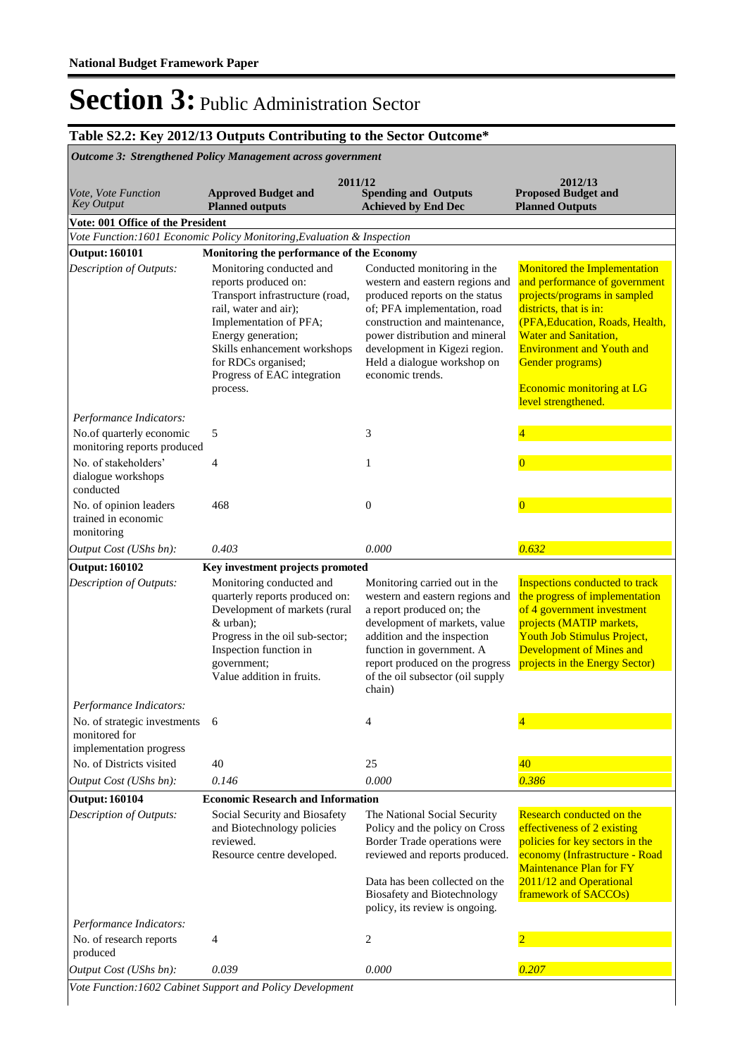# Section 3: Public Administration Sector

## Table S2.2: Key 2012/13 Outputs Contributing to the Sector Outcome*

*Outcome 3: Strengthened Policy Management across government*

| *Vote, Vote Function Key Output* | 2011/12 **Approved Budget and Planned outputs** | 2011/12 **Spending and Outputs Achieved by End Dec** | 2012/13 **Proposed Budget and Planned Outputs** |
|---|---|---|---|
| **Vote: 001 Office of the President** | | | |
| *Vote Function:1601 Economic Policy Monitoring,Evaluation & Inspection* | | | |
| **Output: 160101** | **Monitoring the performance of the Economy** | | |
| *Description of Outputs:* | Monitoring conducted and reports produced on: Transport infrastructure (road, rail, water and air); Implementation of PFA; Energy generation; Skills enhancement workshops for RDCs organised; Progress of EAC integration process. | Conducted monitoring in the western and eastern regions and produced reports on the status of; PFA implementation, road construction and maintenance, power distribution and mineral development in Kigezi region. Held a dialogue workshop on economic trends. | Monitored the Implementation and performance of government projects/programs in sampled districts, that is in: (PFA,Education, Roads, Health, Water and Sanitation, Environment and Youth and Gender programs) Economic monitoring at LG level strengthened. |
| *Performance Indicators:* | | | |
| No.of quarterly economic monitoring reports produced | 5 | 3 | 4 |
| No. of stakeholders' dialogue workshops conducted | 4 | 1 | 0 |
| No. of opinion leaders trained in economic monitoring | 468 | 0 | 0 |
| *Output Cost (UShs bn):* | *0.403* | *0.000* | *0.632* |
| **Output: 160102** | **Key investment projects promoted** | | |
| *Description of Outputs:* | Monitoring conducted and quarterly reports produced on: Development of markets (rural & urban); Progress in the oil sub-sector; Inspection function in government; Value addition in fruits. | Monitoring carried out in the western and eastern regions and a report produced on; the development of markets, value addition and the inspection function in government. A report produced on the progress of the oil subsector (oil supply chain) | Inspections conducted to track the progress of implementation of 4 government investment projects (MATIP markets, Youth Job Stimulus Project, Development of Mines and projects in the Energy Sector) |
| *Performance Indicators:* | | | |
| No. of strategic investments monitored for implementation progress | 6 | 4 | 4 |
| No. of Districts visited | 40 | 25 | 40 |
| *Output Cost (UShs bn):* | *0.146* | *0.000* | *0.386* |
| **Output: 160104** | **Economic Research and Information** | | |
| *Description of Outputs:* | Social Security and Biosafety and Biotechnology policies reviewed. Resource centre developed. | The National Social Security Policy and the policy on Cross Border Trade operations were reviewed and reports produced. Data has been collected on the Biosafety and Biotechnology policy, its review is ongoing. | Research conducted on the effectiveness of 2 existing policies for key sectors in the economy (Infrastructure - Road Maintenance Plan for FY 2011/12 and Operational framework of SACCOs) |
| *Performance Indicators:* | | | |
| No. of research reports produced | 4 | 2 | 2 |
| *Output Cost (UShs bn):* | *0.039* | *0.000* | *0.207* |
| *Vote Function:1602 Cabinet Support and Policy Development* | | | |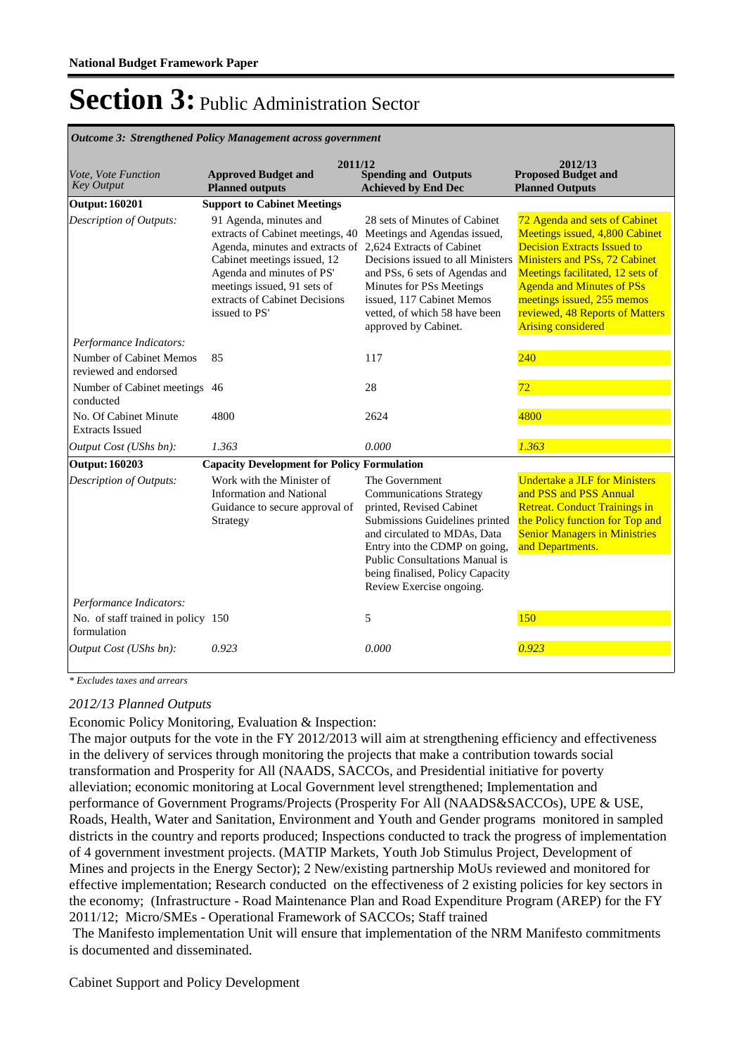# Section 3: Public Administration Sector

*Outcome 3: Strengthened Policy Management across government*

| *Vote, Vote Function Key Output* | 2011/12 Approved Budget and Planned outputs | 2011/12 Spending and Outputs Achieved by End Dec | 2012/13 Proposed Budget and Planned Outputs |
|---|---|---|---|
| **Output: 160201** | **Support to Cabinet Meetings** | | |
| *Description of Outputs:* | 91 Agenda, minutes and extracts of Cabinet meetings, 40 Agenda, minutes and extracts of Cabinet meetings issued, 12 Agenda and minutes of PS' meetings issued, 91 sets of extracts of Cabinet Decisions issued to PS' | 28 sets of Minutes of Cabinet Meetings and Agendas issued, 2,624 Extracts of Cabinet Decisions issued to all Ministers and PSs, 6 sets of Agendas and Minutes for PSs Meetings issued, 117 Cabinet Memos vetted, of which 58 have been approved by Cabinet. | 72 Agenda and sets of Cabinet Meetings issued, 4,800 Cabinet Decision Extracts Issued to Ministers and PSs, 72 Cabinet Meetings facilitated, 12 sets of Agenda and Minutes of PSs meetings issued, 255 memos reviewed, 48 Reports of Matters Arising considered |
| *Performance Indicators:* | | | |
| Number of Cabinet Memos reviewed and endorsed | 85 | 117 | 240 |
| Number of Cabinet meetings conducted | 46 | 28 | 72 |
| No. Of Cabinet Minute Extracts Issued | 4800 | 2624 | 4800 |
| *Output Cost (UShs bn):* | *1.363* | *0.000* | *1.363* |
| **Output: 160203** | **Capacity Development for Policy Formulation** | | |
| *Description of Outputs:* | Work with the Minister of Information and National Guidance to secure approval of Strategy | The Government Communications Strategy printed, Revised Cabinet Submissions Guidelines printed and circulated to MDAs, Data Entry into the CDMP on going, Public Consultations Manual is being finalised, Policy Capacity Review Exercise ongoing. | Undertake a JLF for Ministers and PSS and PSS Annual Retreat. Conduct Trainings in the Policy function for Top and Senior Managers in Ministries and Departments. |
| *Performance Indicators:* | | | |
| No. of staff trained in policy formulation | 150 | 5 | 150 |
| *Output Cost (UShs bn):* | *0.923* | *0.000* | *0.923* |

*\* Excludes taxes and arrears*

*2012/13 Planned Outputs*

Economic Policy Monitoring, Evaluation & Inspection:

The major outputs for the vote in the FY 2012/2013 will aim at strengthening efficiency and effectiveness in the delivery of services through monitoring the projects that make a contribution towards social transformation and Prosperity for All (NAADS, SACCOs, and Presidential initiative for poverty alleviation; economic monitoring at Local Government level strengthened; Implementation and performance of Government Programs/Projects (Prosperity For All (NAADS&SACCOs), UPE & USE, Roads, Health, Water and Sanitation, Environment and Youth and Gender programs monitored in sampled districts in the country and reports produced; Inspections conducted to track the progress of implementation of 4 government investment projects. (MATIP Markets, Youth Job Stimulus Project, Development of Mines and projects in the Energy Sector); 2 New/existing partnership MoUs reviewed and monitored for effective implementation; Research conducted on the effectiveness of 2 existing policies for key sectors in the economy; (Infrastructure - Road Maintenance Plan and Road Expenditure Program (AREP) for the FY 2011/12; Micro/SMEs - Operational Framework of SACCOs; Staff trained

The Manifesto implementation Unit will ensure that implementation of the NRM Manifesto commitments is documented and disseminated.

Cabinet Support and Policy Development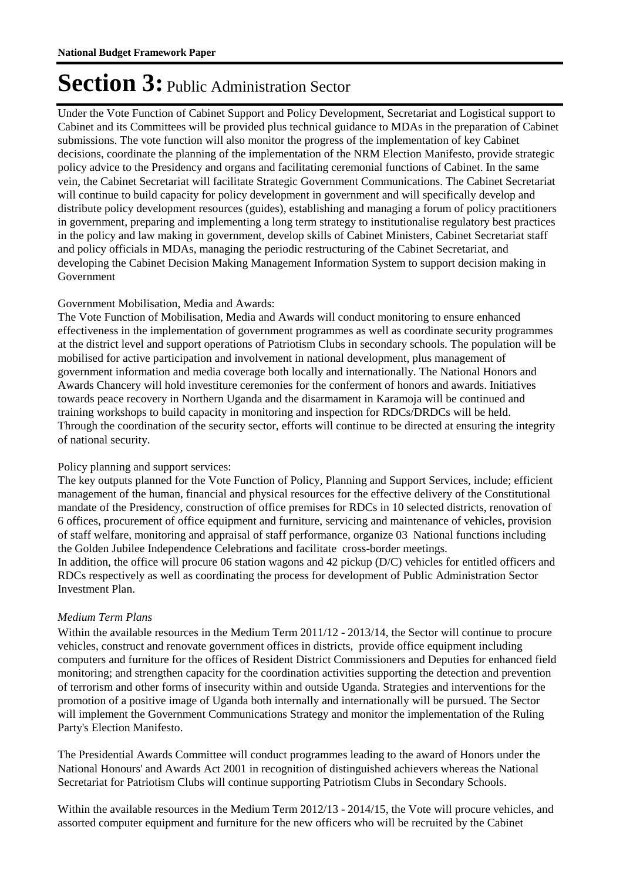# Section 3: Public Administration Sector

Under the Vote Function of Cabinet Support and Policy Development, Secretariat and Logistical support to Cabinet and its Committees will be provided plus technical guidance to MDAs in the preparation of Cabinet submissions. The vote function will also monitor the progress of the implementation of key Cabinet decisions, coordinate the planning of the implementation of the NRM Election Manifesto, provide strategic policy advice to the Presidency and organs and facilitating ceremonial functions of Cabinet. In the same vein, the Cabinet Secretariat will facilitate Strategic Government Communications. The Cabinet Secretariat will continue to build capacity for policy development in government and will specifically develop and distribute policy development resources (guides), establishing and managing a forum of policy practitioners in government, preparing and implementing a long term strategy to institutionalise regulatory best practices in the policy and law making in government, develop skills of Cabinet Ministers, Cabinet Secretariat staff and policy officials in MDAs, managing the periodic restructuring of the Cabinet Secretariat, and developing the Cabinet Decision Making Management Information System to support decision making in Government

Government Mobilisation, Media and Awards:
The Vote Function of Mobilisation, Media and Awards will conduct monitoring to ensure enhanced effectiveness in the implementation of government programmes as well as coordinate security programmes at the district level and support operations of Patriotism Clubs in secondary schools. The population will be mobilised for active participation and involvement in national development, plus management of government information and media coverage both locally and internationally. The National Honors and Awards Chancery will hold investiture ceremonies for the conferment of honors and awards. Initiatives towards peace recovery in Northern Uganda and the disarmament in Karamoja will be continued and training workshops to build capacity in monitoring and inspection for RDCs/DRDCs will be held. Through the coordination of the security sector, efforts will continue to be directed at ensuring the integrity of national security.

Policy planning and support services:
The key outputs planned for the Vote Function of Policy, Planning and Support Services, include; efficient management of the human, financial and physical resources for the effective delivery of the Constitutional mandate of the Presidency, construction of office premises for RDCs in 10 selected districts, renovation of 6 offices, procurement of office equipment and furniture, servicing and maintenance of vehicles, provision of staff welfare, monitoring and appraisal of staff performance, organize 03 National functions including the Golden Jubilee Independence Celebrations and facilitate cross-border meetings.
In addition, the office will procure 06 station wagons and 42 pickup (D/C) vehicles for entitled officers and RDCs respectively as well as coordinating the process for development of Public Administration Sector Investment Plan.

*Medium Term Plans*

Within the available resources in the Medium Term 2011/12 - 2013/14, the Sector will continue to procure vehicles, construct and renovate government offices in districts, provide office equipment including computers and furniture for the offices of Resident District Commissioners and Deputies for enhanced field monitoring; and strengthen capacity for the coordination activities supporting the detection and prevention of terrorism and other forms of insecurity within and outside Uganda. Strategies and interventions for the promotion of a positive image of Uganda both internally and internationally will be pursued. The Sector will implement the Government Communications Strategy and monitor the implementation of the Ruling Party's Election Manifesto.

The Presidential Awards Committee will conduct programmes leading to the award of Honors under the National Honours' and Awards Act 2001 in recognition of distinguished achievers whereas the National Secretariat for Patriotism Clubs will continue supporting Patriotism Clubs in Secondary Schools.

Within the available resources in the Medium Term 2012/13 - 2014/15, the Vote will procure vehicles, and assorted computer equipment and furniture for the new officers who will be recruited by the Cabinet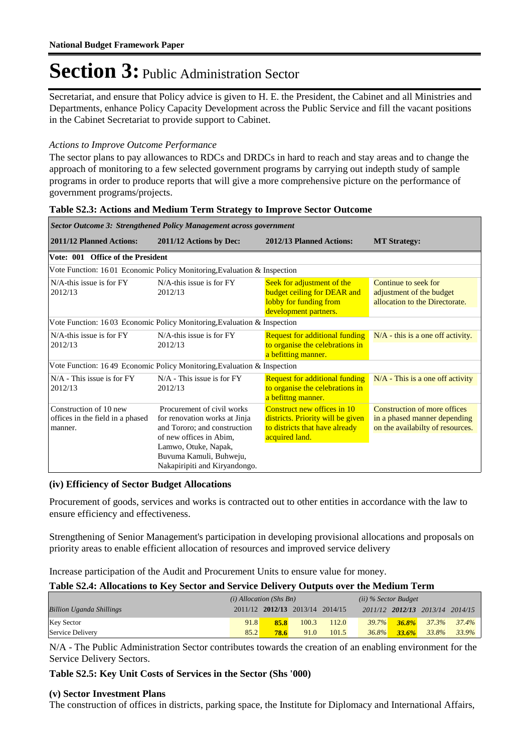# Section 3: Public Administration Sector

Secretariat, and ensure that Policy advice is given to H. E. the President, the Cabinet and all Ministries and Departments, enhance Policy Capacity Development across the Public Service and fill the vacant positions in the Cabinet Secretariat to provide support to Cabinet.

*Actions to Improve Outcome Performance*

The sector plans to pay allowances to RDCs and DRDCs in hard to reach and stay areas and to change the approach of monitoring to a few selected government programs by carrying out indepth study of sample programs in order to produce reports that will give a more comprehensive picture on the performance of government programs/projects.

**Table S2.3: Actions and Medium Term Strategy to Improve Sector Outcome**

| *Sector Outcome 3: Strengthened Policy Management across government* | | | |
|---|---|---|---|
| **2011/12 Planned Actions:** | **2011/12 Actions by Dec:** | **2012/13 Planned Actions:** | **MT Strategy:** |
| **Vote: 001 Office of the President** | | | |
| Vote Function: 16 01 Economic Policy Monitoring,Evaluation & Inspection | | | |
| N/A-this issue is for FY 2012/13 | N/A-this issue is for FY 2012/13 | Seek for adjustment of the budget ceiling for DEAR and lobby for funding from development partners. | Continue to seek for adjustment of the budget allocation to the Directorate. |
| Vote Function: 16 03 Economic Policy Monitoring,Evaluation & Inspection | | | |
| N/A-this issue is for FY 2012/13 | N/A-this issue is for FY 2012/13 | Request for additional funding to organise the celebrations in a befitting manner. | N/A - this is a one off activity. |
| Vote Function: 16 49 Economic Policy Monitoring,Evaluation & Inspection | | | |
| N/A - This issue is for FY 2012/13 | N/A - This issue is for FY 2012/13 | Request for additional funding to organise the celebrations in a befittng manner. | N/A - This is a one off activity |
| Construction of 10 new offices in the field in a phased manner. | Procurement of civil works for renovation works at Jinja and Tororo; and construction of new offices in Abim, Lamwo, Otuke, Napak, Buvuma Kamuli, Buhweju, Nakapiripiti and Kiryandongo. | Construct new offices in 10 districts. Priority will be given to districts that have already acquired land. | Construction of more offices in a phased manner depending on the availabilty of resources. |

### (iv) Efficiency of Sector Budget Allocations

Procurement of goods, services and works is contracted out to other entities in accordance with the law to ensure efficiency and effectiveness.

Strengthening of Senior Management's participation in developing provisional allocations and proposals on priority areas to enable efficient allocation of resources and improved service delivery

Increase participation of the Audit and Procurement Units to ensure value for money.

**Table S2.4: Allocations to Key Sector and Service Delivery Outputs over the Medium Term**

| | *(i) Allocation (Shs Bn)* | | | | *(ii) % Sector Budget* | | | |
|---|---|---|---|---|---|---|---|---|
| *Billion Uganda Shillings* | 2011/12 | **2012/13** | 2013/14 | 2014/15 | *2011/12* | ***2012/13*** | *2013/14* | *2014/15* |
| Key Sector | 91.8 | **85.8** | 100.3 | 112.0 | *39.7%* | ***36.8%*** | *37.3%* | *37.4%* |
| Service Delivery | 85.2 | **78.6** | 91.0 | 101.5 | *36.8%* | ***33.6%*** | *33.8%* | *33.9%* |

N/A - The Public Administration Sector contributes towards the creation of an enabling environment for the Service Delivery Sectors.

**Table S2.5: Key Unit Costs of Services in the Sector (Shs '000)**

### (v) Sector Investment Plans

The construction of offices in districts, parking space, the Institute for Diplomacy and International Affairs,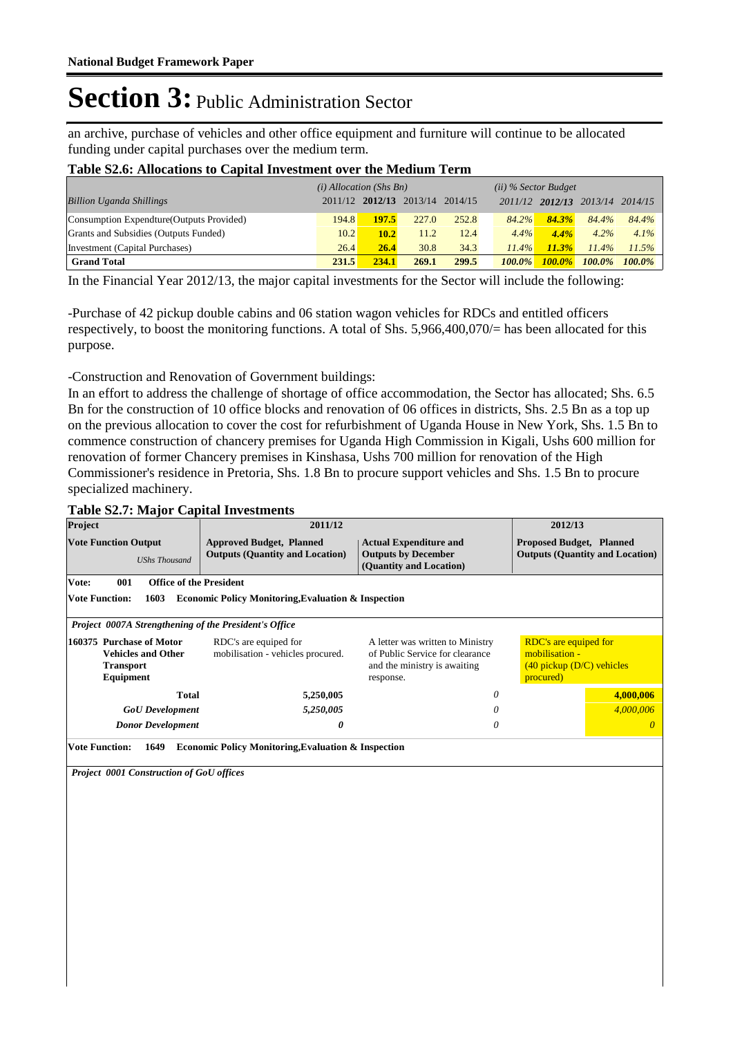an archive, purchase of vehicles and other office equipment and furniture will continue to be allocated funding under capital purchases over the medium term.

**Table S2.6: Allocations to Capital Investment over the Medium Term**

| *Billion Uganda Shillings* | *(i) Allocation (Shs Bn)* 2011/12 | **2012/13** | 2013/14 | 2014/15 | *(ii) % Sector Budget* 2011/12 | **2012/13** | 2013/14 | 2014/15 |
|---|---|---|---|---|---|---|---|---|
| Consumption Expendture(Outputs Provided) | 194.8 | **197.5** | 227.0 | 252.8 | *84.2%* | ***84.3%*** | *84.4%* | *84.4%* |
| Grants and Subsidies (Outputs Funded) | 10.2 | **10.2** | 11.2 | 12.4 | *4.4%* | ***4.4%*** | *4.2%* | *4.1%* |
| Investment (Capital Purchases) | 26.4 | **26.4** | 30.8 | 34.3 | *11.4%* | ***11.3%*** | *11.4%* | *11.5%* |
| **Grand Total** | **231.5** | **234.1** | **269.1** | **299.5** | ***100.0%*** | ***100.0%*** | ***100.0%*** | ***100.0%*** |

In the Financial Year 2012/13, the major capital investments for the Sector will include the following:

-Purchase of 42 pickup double cabins and 06 station wagon vehicles for RDCs and entitled officers respectively, to boost the monitoring functions. A total of Shs. 5,966,400,070/= has been allocated for this purpose.

-Construction and Renovation of Government buildings:
In an effort to address the challenge of shortage of office accommodation, the Sector has allocated; Shs. 6.5 Bn for the construction of 10 office blocks and renovation of 06 offices in districts, Shs. 2.5 Bn as a top up on the previous allocation to cover the cost for refurbishment of Uganda House in New York, Shs. 1.5 Bn to commence construction of chancery premises for Uganda High Commission in Kigali, Ushs 600 million for renovation of former Chancery premises in Kinshasa, Ushs 700 million for renovation of the High Commissioner's residence in Pretoria, Shs. 1.8 Bn to procure support vehicles and Shs. 1.5 Bn to procure specialized machinery.

**Table S2.7: Major Capital Investments**

| **Project** | **2011/12** | | **2012/13** |
|---|---|---|---|
| **Vote Function Output** *UShs Thousand* | **Approved Budget, Planned Outputs (Quantity and Location)** | **Actual Expenditure and Outputs by December (Quantity and Location)** | **Proposed Budget, Planned Outputs (Quantity and Location)** |
| **Vote: 001 Office of the President** | | | |
| **Vote Function: 1603 Economic Policy Monitoring,Evaluation & Inspection** | | | |
| ***Project 0007A Strengthening of the President's Office*** | | | |
| **160375 Purchase of Motor Vehicles and Other Transport Equipment** | RDC's are equiped for mobilisation - vehicles procured. | A letter was written to Ministry of Public Service for clearance and the ministry is awaiting response. | RDC's are equiped for mobilisation - (40 pickup (D/C) vehicles procured) |
| **Total** | **5,250,005** | *0* | **4,000,006** |
| ***GoU Development*** | *5,250,005* | *0* | *4,000,006* |
| ***Donor Development*** | ***0*** | *0* | *0* |
| **Vote Function: 1649 Economic Policy Monitoring,Evaluation & Inspection** | | | |
| ***Project 0001 Construction of GoU offices*** | | | |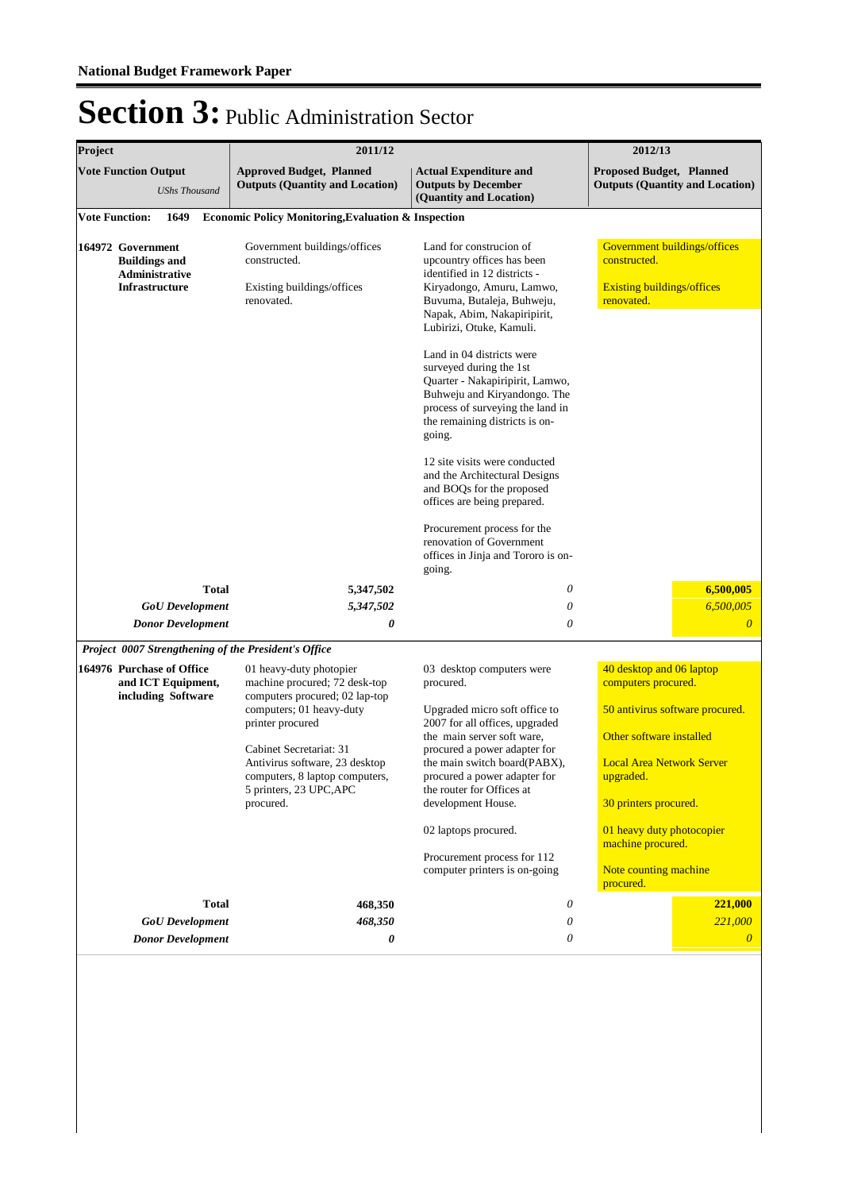**National Budget Framework Paper**

# Section 3: Public Administration Sector

| Project | 2011/12 | | 2012/13 |
|---|---|---|---|
| **Vote Function Output** *UShs Thousand* | **Approved Budget, Planned Outputs (Quantity and Location)** | **Actual Expenditure and Outputs by December (Quantity and Location)** | **Proposed Budget, Planned Outputs (Quantity and Location)** |
| **Vote Function: 1649 Economic Policy Monitoring,Evaluation & Inspection** | | | |
| **164972 Government Buildings and Administrative Infrastructure** | Government buildings/offices constructed.<br><br>Existing buildings/offices renovated. | Land for construcion of upcountry offices has been identified in 12 districts - Kiryadongo, Amuru, Lamwo, Buvuma, Butaleja, Buhweju, Napak, Abim, Nakapiripirit, Lubirizi, Otuke, Kamuli.<br><br>Land in 04 districts were surveyed during the 1st Quarter - Nakapiripirit, Lamwo, Buhweju and Kiryandongo. The process of surveying the land in the remaining districts is on-going.<br><br>12 site visits were conducted and the Architectural Designs and BOQs for the proposed offices are being prepared.<br><br>Procurement process for the renovation of Government offices in Jinja and Tororo is on-going. | Government buildings/offices constructed.<br><br>Existing buildings/offices renovated. |
| **Total** | **5,347,502** | *0* | **6,500,005** |
| ***GoU Development*** | ***5,347,502*** | *0* | *6,500,005* |
| ***Donor Development*** | ***0*** | *0* | *0* |
| ***Project 0007 Strengthening of the President's Office*** | | | |
| **164976 Purchase of Office and ICT Equipment, including Software** | 01 heavy-duty photopier machine procured; 72 desk-top computers procured; 02 lap-top computers; 01 heavy-duty printer procured<br><br>Cabinet Secretariat: 31 Antivirus software, 23 desktop computers, 8 laptop computers, 5 printers, 23 UPC,APC procured. | 03 desktop computers were procured.<br><br>Upgraded micro soft office to 2007 for all offices, upgraded the main server soft ware, procured a power adapter for the main switch board(PABX), procured a power adapter for the router for Offices at development House.<br><br>02 laptops procured.<br><br>Procurement process for 112 computer printers is on-going | 40 desktop and 06 laptop computers procured.<br><br>50 antivirus software procured.<br><br>Other software installed<br><br>Local Area Network Server upgraded.<br><br>30 printers procured.<br><br>01 heavy duty photocopier machine procured.<br><br>Note counting machine procured. |
| **Total** | **468,350** | *0* | **221,000** |
| ***GoU Development*** | ***468,350*** | *0* | *221,000* |
| ***Donor Development*** | ***0*** | *0* | *0* |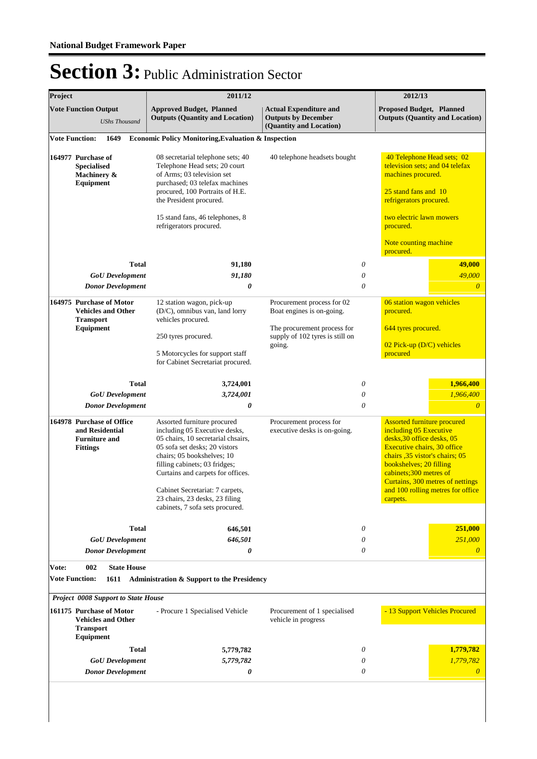**National Budget Framework Paper**

# Section 3: Public Administration Sector

| Project | 2011/12 | | 2012/13 |
|---|---|---|---|
| **Vote Function Output** *UShs Thousand* | **Approved Budget, Planned Outputs (Quantity and Location)** | **Actual Expenditure and Outputs by December (Quantity and Location)** | **Proposed Budget, Planned Outputs (Quantity and Location)** |
| **Vote Function: 1649 Economic Policy Monitoring,Evaluation & Inspection** | | | |
| **164977 Purchase of Specialised Machinery & Equipment** | 08 secretarial telephone sets; 40 Telephone Head sets; 20 court of Arms; 03 television set purchased; 03 telefax machines procured, 100 Portraits of H.E. the President procured.<br><br>15 stand fans, 46 telephones, 8 refrigerators procured. | 40 telephone headsets bought | 40 Telephone Head sets; 02 television sets; and 04 telefax machines procured.<br><br>25 stand fans and 10 refrigerators procured.<br><br>two electric lawn mowers procured.<br><br>Note counting machine procured. |
| **Total** | **91,180** | *0* | **49,000** |
| ***GoU Development*** | ***91,180*** | *0* | *49,000* |
| ***Donor Development*** | ***0*** | *0* | *0* |
| **164975 Purchase of Motor Vehicles and Other Transport Equipment** | 12 station wagon, pick-up (D/C), omnibus van, land lorry vehicles procured.<br><br>250 tyres procured.<br><br>5 Motorcycles for support staff for Cabinet Secretariat procured. | Procurement process for 02 Boat engines is on-going.<br><br>The procurement process for supply of 102 tyres is still on going. | 06 station wagon vehicles procured.<br><br>644 tyres procured.<br><br>02 Pick-up (D/C) vehicles procured |
| **Total** | **3,724,001** | *0* | **1,966,400** |
| ***GoU Development*** | ***3,724,001*** | *0* | *1,966,400* |
| ***Donor Development*** | ***0*** | *0* | *0* |
| **164978 Purchase of Office and Residential Furniture and Fittings** | Assorted furniture procured including 05 Executive desks, 05 chairs, 10 secretarial chsairs, 05 sofa set desks; 20 vistors chairs; 05 bookshelves; 10 filling cabinets; 03 fridges; Curtains and carpets for offices.<br><br>Cabinet Secretariat: 7 carpets, 23 chairs, 23 desks, 23 filing cabinets, 7 sofa sets procured. | Procurement process for executive desks is on-going. | Assorted furniture procured including 05 Executive desks,30 office desks, 05 Executive chairs, 30 office chairs ,35 vistor's chairs; 05 bookshelves; 20 filling cabinets;300 metres of Curtains, 300 metres of nettings and 100 rolling metres for office carpets. |
| **Total** | **646,501** | *0* | **251,000** |
| ***GoU Development*** | ***646,501*** | *0* | *251,000* |
| ***Donor Development*** | ***0*** | *0* | *0* |
| **Vote: 002 State House** | | | |
| **Vote Function: 1611 Administration & Support to the Presidency** | | | |
| ***Project 0008 Support to State House*** | | | |
| **161175 Purchase of Motor Vehicles and Other Transport Equipment** | - Procure 1 Specialised Vehicle | Procurement of 1 specialised vehicle in progress | - 13 Support Vehicles Procured |
| **Total** | **5,779,782** | *0* | **1,779,782** |
| ***GoU Development*** | ***5,779,782*** | *0* | *1,779,782* |
| ***Donor Development*** | ***0*** | *0* | *0* |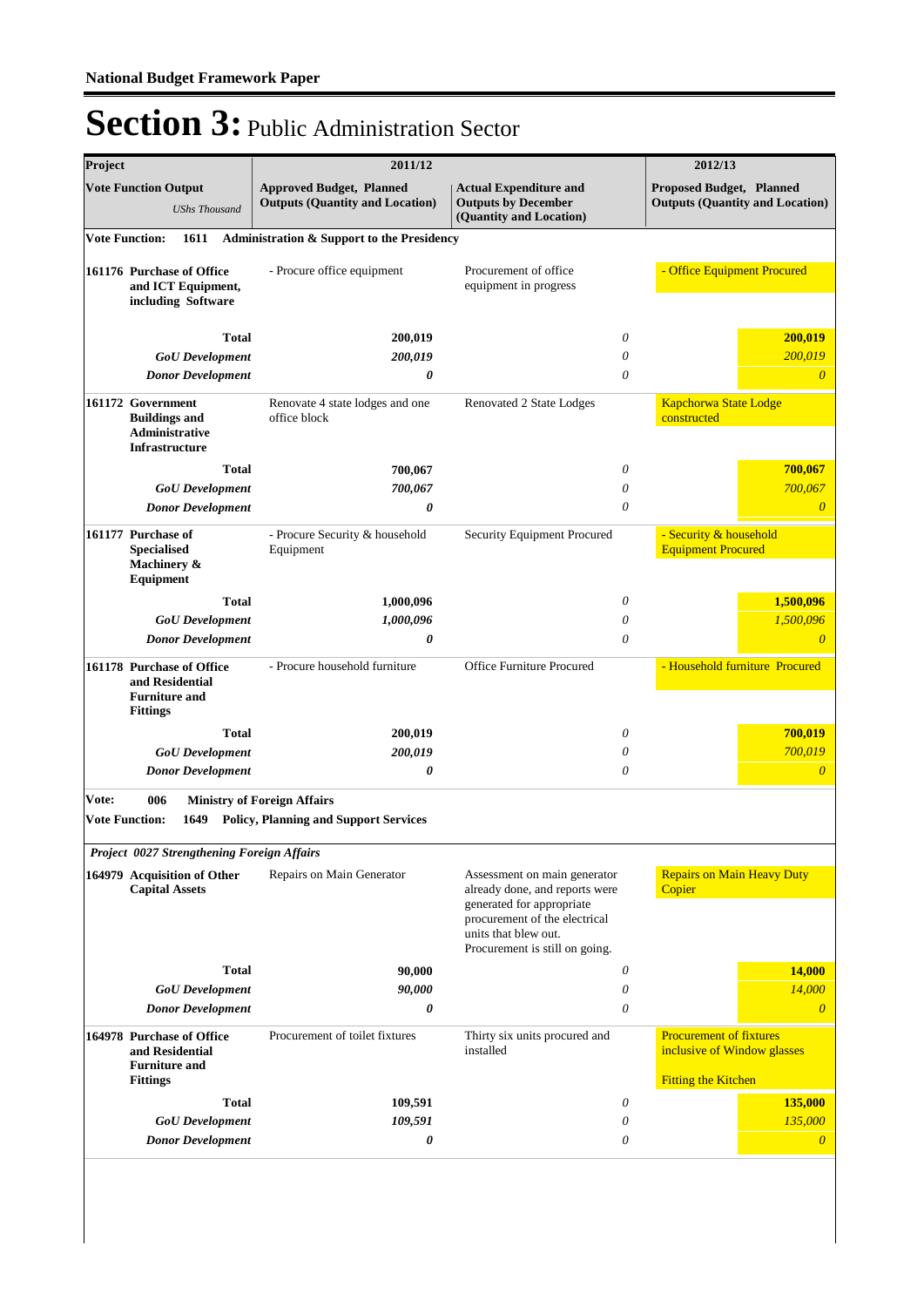**National Budget Framework Paper**

# Section 3: Public Administration Sector

| Project | 2011/12 | | 2012/13 |
|---|---|---|---|
| **Vote Function Output** *UShs Thousand* | **Approved Budget, Planned Outputs (Quantity and Location)** | **Actual Expenditure and Outputs by December (Quantity and Location)** | **Proposed Budget, Planned Outputs (Quantity and Location)** |
| **Vote Function: 1611 Administration & Support to the Presidency** | | | |
| **161176 Purchase of Office and ICT Equipment, including Software** | - Procure office equipment | Procurement of office equipment in progress | - Office Equipment Procured |
| **Total** | **200,019** | *0* | **200,019** |
| ***GoU Development*** | ***200,019*** | *0* | *200,019* |
| ***Donor Development*** | ***0*** | *0* | *0* |
| **161172 Government Buildings and Administrative Infrastructure** | Renovate 4 state lodges and one office block | Renovated 2 State Lodges | Kapchorwa State Lodge constructed |
| **Total** | **700,067** | *0* | **700,067** |
| ***GoU Development*** | ***700,067*** | *0* | *700,067* |
| ***Donor Development*** | ***0*** | *0* | *0* |
| **161177 Purchase of Specialised Machinery & Equipment** | - Procure Security & household Equipment | Security Equipment Procured | - Security & household Equipment Procured |
| **Total** | **1,000,096** | *0* | **1,500,096** |
| ***GoU Development*** | ***1,000,096*** | *0* | *1,500,096* |
| ***Donor Development*** | ***0*** | *0* | *0* |
| **161178 Purchase of Office and Residential Furniture and Fittings** | - Procure household furniture | Office Furniture Procured | - Household furniture Procured |
| **Total** | **200,019** | *0* | **700,019** |
| ***GoU Development*** | ***200,019*** | *0* | *700,019* |
| ***Donor Development*** | ***0*** | *0* | *0* |
| **Vote: 006 Ministry of Foreign Affairs** | | | |
| **Vote Function: 1649 Policy, Planning and Support Services** | | | |
| ***Project 0027 Strengthening Foreign Affairs*** | | | |
| **164979 Acquisition of Other Capital Assets** | Repairs on Main Generator | Assessment on main generator already done, and reports were generated for appropriate procurement of the electrical units that blew out. Procurement is still on going. | Repairs on Main Heavy Duty Copier |
| **Total** | **90,000** | *0* | **14,000** |
| ***GoU Development*** | ***90,000*** | *0* | *14,000* |
| ***Donor Development*** | ***0*** | *0* | *0* |
| **164978 Purchase of Office and Residential Furniture and Fittings** | Procurement of toilet fixtures | Thirty six units procured and installed | Procurement of fixtures inclusive of Window glasses<br><br>Fitting the Kitchen |
| **Total** | **109,591** | *0* | **135,000** |
| ***GoU Development*** | ***109,591*** | *0* | *135,000* |
| ***Donor Development*** | ***0*** | *0* | *0* |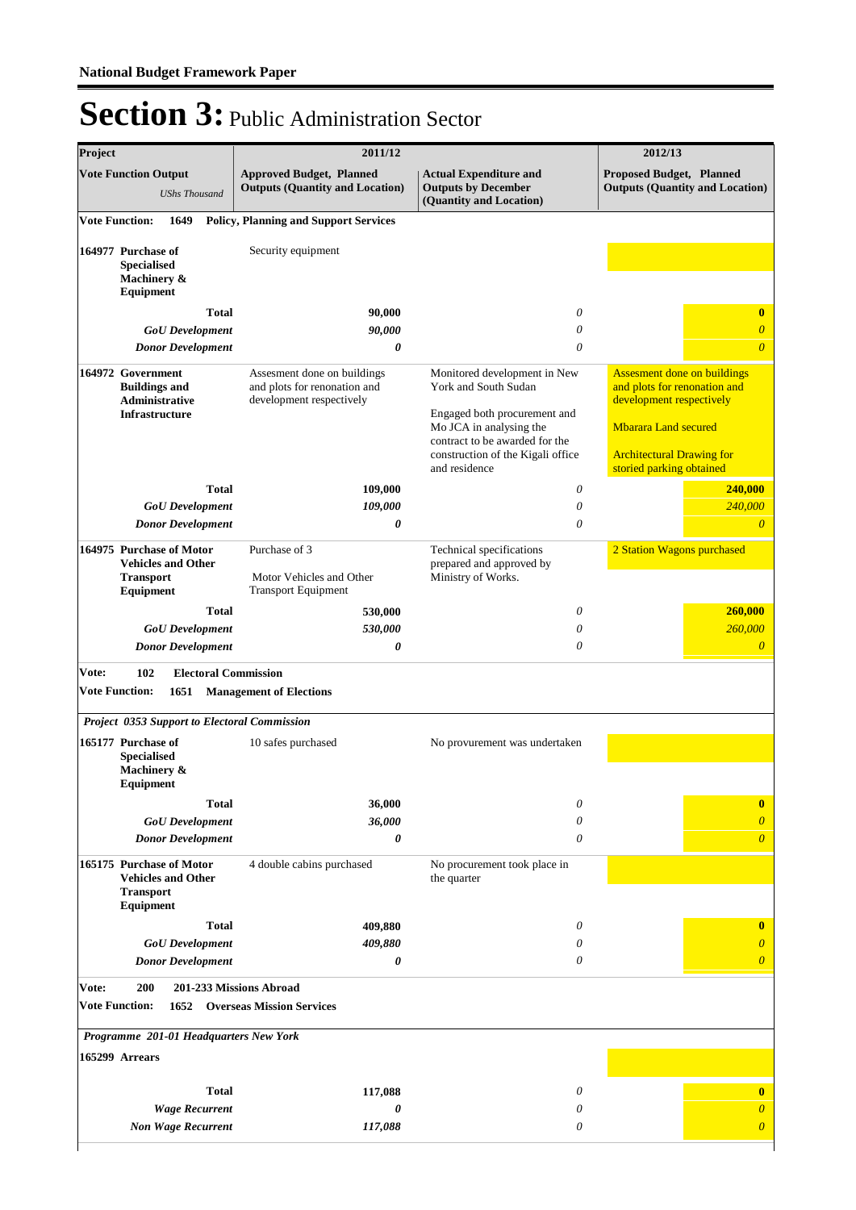**National Budget Framework Paper**

# Section 3: Public Administration Sector

| Project | 2011/12 | | 2012/13 |
|---|---|---|---|
| **Vote Function Output** *UShs Thousand* | **Approved Budget, Planned Outputs (Quantity and Location)** | **Actual Expenditure and Outputs by December (Quantity and Location)** | **Proposed Budget, Planned Outputs (Quantity and Location)** |
| **Vote Function: 1649 Policy, Planning and Support Services** | | | |
| **164977 Purchase of Specialised Machinery & Equipment** | Security equipment | | |
| **Total** | **90,000** | *0* | **0** |
| ***GoU Development*** | ***90,000*** | *0* | *0* |
| ***Donor Development*** | ***0*** | *0* | *0* |
| **164972 Government Buildings and Administrative Infrastructure** | Assesment done on buildings and plots for renonation and development respectively | Monitored development in New York and South Sudan<br><br>Engaged both procurement and Mo JCA in analysing the contract to be awarded for the construction of the Kigali office and residence | Assesment done on buildings and plots for renonation and development respectively<br><br>Mbarara Land secured<br><br>Architectural Drawing for storied parking obtained |
| **Total** | **109,000** | *0* | **240,000** |
| ***GoU Development*** | ***109,000*** | *0* | *240,000* |
| ***Donor Development*** | ***0*** | *0* | *0* |
| **164975 Purchase of Motor Vehicles and Other Transport Equipment** | Purchase of 3<br><br>Motor Vehicles and Other Transport Equipment | Technical specifications prepared and approved by Ministry of Works. | 2 Station Wagons purchased |
| **Total** | **530,000** | *0* | **260,000** |
| ***GoU Development*** | ***530,000*** | *0* | *260,000* |
| ***Donor Development*** | ***0*** | *0* | *0* |
| **Vote: 102 Electoral Commission** | | | |
| **Vote Function: 1651 Management of Elections** | | | |
| ***Project 0353 Support to Electoral Commission*** | | | |
| **165177 Purchase of Specialised Machinery & Equipment** | 10 safes purchased | No provurement was undertaken | |
| **Total** | **36,000** | *0* | **0** |
| ***GoU Development*** | ***36,000*** | *0* | *0* |
| ***Donor Development*** | ***0*** | *0* | *0* |
| **165175 Purchase of Motor Vehicles and Other Transport Equipment** | 4 double cabins purchased | No procurement took place in the quarter | |
| **Total** | **409,880** | *0* | **0** |
| ***GoU Development*** | ***409,880*** | *0* | *0* |
| ***Donor Development*** | ***0*** | *0* | *0* |
| **Vote: 200 201-233 Missions Abroad** | | | |
| **Vote Function: 1652 Overseas Mission Services** | | | |
| ***Programme 201-01 Headquarters New York*** | | | |
| **165299 Arrears** | | | |
| **Total** | **117,088** | *0* | **0** |
| ***Wage Recurrent*** | ***0*** | *0* | *0* |
| ***Non Wage Recurrent*** | ***117,088*** | *0* | *0* |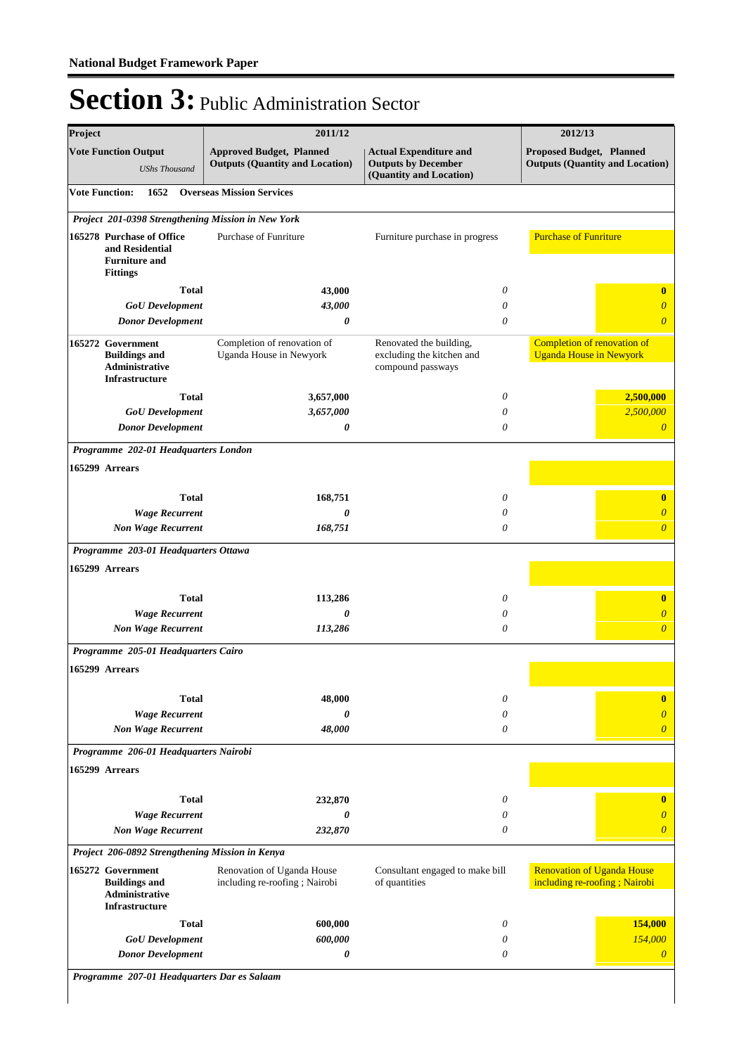**National Budget Framework Paper**

# Section 3: Public Administration Sector

| Project | 2011/12 | | 2012/13 |
|---|---|---|---|
| **Vote Function Output** *UShs Thousand* | **Approved Budget, Planned Outputs (Quantity and Location)** | **Actual Expenditure and Outputs by December (Quantity and Location)** | **Proposed Budget, Planned Outputs (Quantity and Location)** |
| **Vote Function: 1652 Overseas Mission Services** | | | |
| ***Project 201-0398 Strengthening Mission in New York*** | | | |
| **165278 Purchase of Office and Residential Furniture and Fittings** | Purchase of Funriture | Furniture purchase in progress | Purchase of Funriture |
| **Total** | **43,000** | *0* | **0** |
| ***GoU Development*** | ***43,000*** | *0* | *0* |
| ***Donor Development*** | ***0*** | *0* | *0* |
| **165272 Government Buildings and Administrative Infrastructure** | Completion of renovation of Uganda House in Newyork | Renovated the building, excluding the kitchen and compound passways | Completion of renovation of Uganda House in Newyork |
| **Total** | **3,657,000** | *0* | **2,500,000** |
| ***GoU Development*** | ***3,657,000*** | *0* | *2,500,000* |
| ***Donor Development*** | ***0*** | *0* | *0* |
| ***Programme 202-01 Headquarters London*** | | | |
| **165299 Arrears** | | | |
| **Total** | **168,751** | *0* | **0** |
| ***Wage Recurrent*** | ***0*** | *0* | *0* |
| ***Non Wage Recurrent*** | ***168,751*** | *0* | *0* |
| ***Programme 203-01 Headquarters Ottawa*** | | | |
| **165299 Arrears** | | | |
| **Total** | **113,286** | *0* | **0** |
| ***Wage Recurrent*** | ***0*** | *0* | *0* |
| ***Non Wage Recurrent*** | ***113,286*** | *0* | *0* |
| ***Programme 205-01 Headquarters Cairo*** | | | |
| **165299 Arrears** | | | |
| **Total** | **48,000** | *0* | **0** |
| ***Wage Recurrent*** | ***0*** | *0* | *0* |
| ***Non Wage Recurrent*** | ***48,000*** | *0* | *0* |
| ***Programme 206-01 Headquarters Nairobi*** | | | |
| **165299 Arrears** | | | |
| **Total** | **232,870** | *0* | **0** |
| ***Wage Recurrent*** | ***0*** | *0* | *0* |
| ***Non Wage Recurrent*** | ***232,870*** | *0* | *0* |
| ***Project 206-0892 Strengthening Mission in Kenya*** | | | |
| **165272 Government Buildings and Administrative Infrastructure** | Renovation of Uganda House including re-roofing ; Nairobi | Consultant engaged to make bill of quantities | Renovation of Uganda House including re-roofing ; Nairobi |
| **Total** | **600,000** | *0* | **154,000** |
| ***GoU Development*** | ***600,000*** | *0* | *154,000* |
| ***Donor Development*** | ***0*** | *0* | *0* |
| ***Programme 207-01 Headquarters Dar es Salaam*** | | | |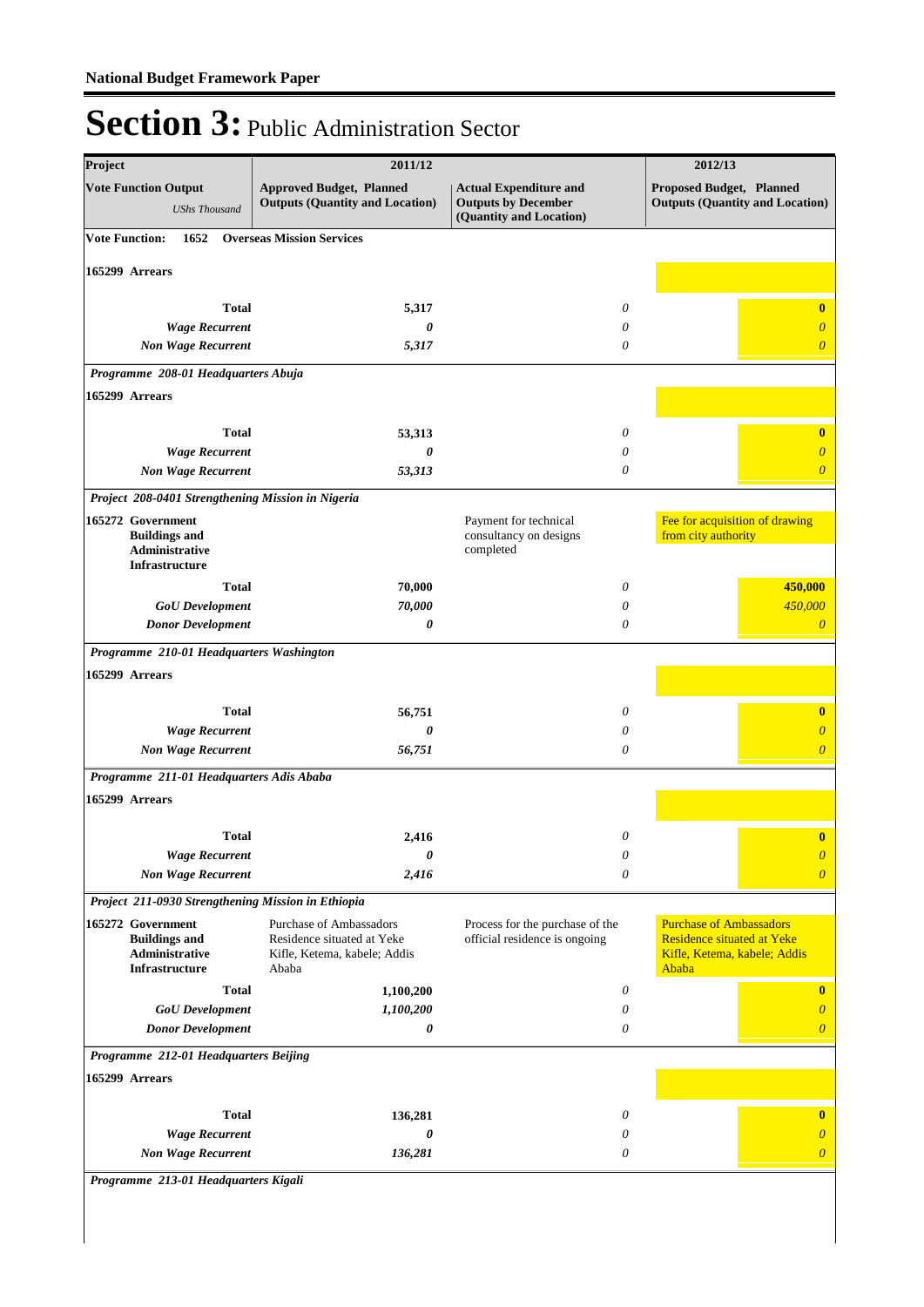# Section 3: Public Administration Sector

| Project | 2011/12 | | 2012/13 |
|---|---|---|---|
| **Vote Function Output** *UShs Thousand* | **Approved Budget, Planned Outputs (Quantity and Location)** | **Actual Expenditure and Outputs by December (Quantity and Location)** | **Proposed Budget, Planned Outputs (Quantity and Location)** |
| **Vote Function: 1652 Overseas Mission Services** | | | |
| **165299 Arrears** | | | |
| **Total** | **5,317** | *0* | **0** |
| ***Wage Recurrent*** | ***0*** | *0* | *0* |
| ***Non Wage Recurrent*** | ***5,317*** | *0* | *0* |
| ***Programme 208-01 Headquarters Abuja*** | | | |
| **165299 Arrears** | | | |
| **Total** | **53,313** | *0* | **0** |
| ***Wage Recurrent*** | ***0*** | *0* | *0* |
| ***Non Wage Recurrent*** | ***53,313*** | *0* | *0* |
| ***Project 208-0401 Strengthening Mission in Nigeria*** | | | |
| **165272 Government Buildings and Administrative Infrastructure** | | Payment for technical consultancy on designs completed | Fee for acquisition of drawing from city authority |
| **Total** | **70,000** | *0* | **450,000** |
| ***GoU Development*** | ***70,000*** | *0* | *450,000* |
| ***Donor Development*** | ***0*** | *0* | *0* |
| ***Programme 210-01 Headquarters Washington*** | | | |
| **165299 Arrears** | | | |
| **Total** | **56,751** | *0* | **0** |
| ***Wage Recurrent*** | ***0*** | *0* | *0* |
| ***Non Wage Recurrent*** | ***56,751*** | *0* | *0* |
| ***Programme 211-01 Headquarters Adis Ababa*** | | | |
| **165299 Arrears** | | | |
| **Total** | **2,416** | *0* | **0** |
| ***Wage Recurrent*** | ***0*** | *0* | *0* |
| ***Non Wage Recurrent*** | ***2,416*** | *0* | *0* |
| ***Project 211-0930 Strengthening Mission in Ethiopia*** | | | |
| **165272 Government Buildings and Administrative Infrastructure** | Purchase of Ambassadors Residence situated at Yeke Kifle, Ketema, kabele; Addis Ababa | Process for the purchase of the official residence is ongoing | Purchase of Ambassadors Residence situated at Yeke Kifle, Ketema, kabele; Addis Ababa |
| **Total** | **1,100,200** | *0* | **0** |
| ***GoU Development*** | ***1,100,200*** | *0* | *0* |
| ***Donor Development*** | ***0*** | *0* | *0* |
| ***Programme 212-01 Headquarters Beijing*** | | | |
| **165299 Arrears** | | | |
| **Total** | **136,281** | *0* | **0** |
| ***Wage Recurrent*** | ***0*** | *0* | *0* |
| ***Non Wage Recurrent*** | ***136,281*** | *0* | *0* |
| ***Programme 213-01 Headquarters Kigali*** | | | |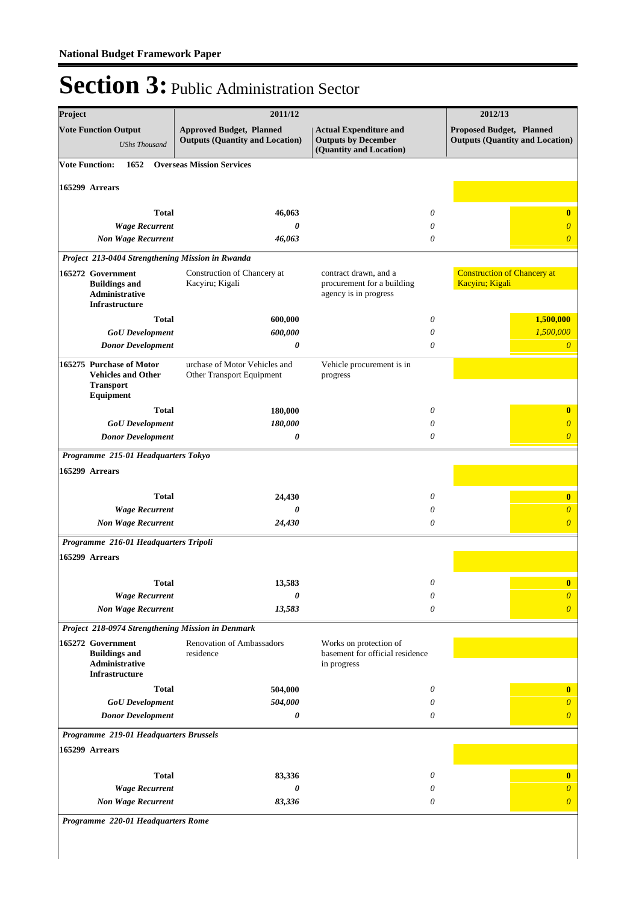**National Budget Framework Paper**

# Section 3: Public Administration Sector

| Project | 2011/12 | | 2012/13 |
|---|---|---|---|
| **Vote Function Output** *UShs Thousand* | **Approved Budget, Planned Outputs (Quantity and Location)** | **Actual Expenditure and Outputs by December (Quantity and Location)** | **Proposed Budget, Planned Outputs (Quantity and Location)** |
| **Vote Function: 1652 Overseas Mission Services** | | | |
| **165299 Arrears** | | | |
| **Total** | **46,063** | *0* | **0** |
| ***Wage Recurrent*** | ***0*** | *0* | *0* |
| ***Non Wage Recurrent*** | ***46,063*** | *0* | *0* |
| ***Project 213-0404 Strengthening Mission in Rwanda*** | | | |
| **165272 Government Buildings and Administrative Infrastructure** | Construction of Chancery at Kacyiru; Kigali | contract drawn, and a procurement for a building agency is in progress | Construction of Chancery at Kacyiru; Kigali |
| **Total** | **600,000** | *0* | **1,500,000** |
| ***GoU Development*** | ***600,000*** | *0* | *1,500,000* |
| ***Donor Development*** | ***0*** | *0* | *0* |
| **165275 Purchase of Motor Vehicles and Other Transport Equipment** | urchase of Motor Vehicles and Other Transport Equipment | Vehicle procurement is in progress | |
| **Total** | **180,000** | *0* | **0** |
| ***GoU Development*** | ***180,000*** | *0* | *0* |
| ***Donor Development*** | ***0*** | *0* | *0* |
| ***Programme 215-01 Headquarters Tokyo*** | | | |
| **165299 Arrears** | | | |
| **Total** | **24,430** | *0* | **0** |
| ***Wage Recurrent*** | ***0*** | *0* | *0* |
| ***Non Wage Recurrent*** | ***24,430*** | *0* | *0* |
| ***Programme 216-01 Headquarters Tripoli*** | | | |
| **165299 Arrears** | | | |
| **Total** | **13,583** | *0* | **0** |
| ***Wage Recurrent*** | ***0*** | *0* | *0* |
| ***Non Wage Recurrent*** | ***13,583*** | *0* | *0* |
| ***Project 218-0974 Strengthening Mission in Denmark*** | | | |
| **165272 Government Buildings and Administrative Infrastructure** | Renovation of Ambassadors residence | Works on protection of basement for official residence in progress | |
| **Total** | **504,000** | *0* | **0** |
| ***GoU Development*** | ***504,000*** | *0* | *0* |
| ***Donor Development*** | ***0*** | *0* | *0* |
| ***Programme 219-01 Headquarters Brussels*** | | | |
| **165299 Arrears** | | | |
| **Total** | **83,336** | *0* | **0** |
| ***Wage Recurrent*** | ***0*** | *0* | *0* |
| ***Non Wage Recurrent*** | ***83,336*** | *0* | *0* |
| ***Programme 220-01 Headquarters Rome*** | | | |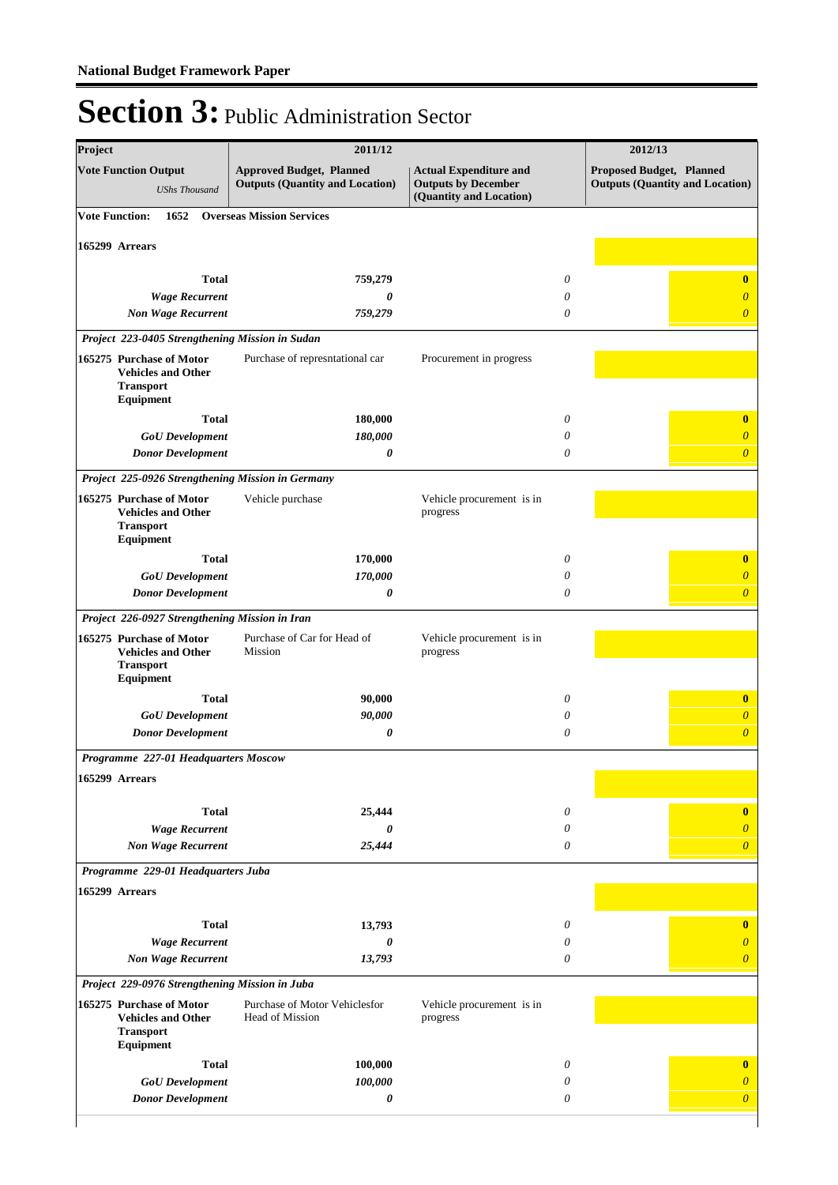# Section 3: Public Administration Sector

| Project | 2011/12 | | | 2012/13 | |
|---|---|---|---|---|---|
| **Vote Function Output** *UShs Thousand* | **Approved Budget, Planned Outputs (Quantity and Location)** | **Actual Expenditure and Outputs by December (Quantity and Location)** | | **Proposed Budget, Planned Outputs (Quantity and Location)** | |
| **Vote Function: 1652 Overseas Mission Services** | | | | | |
| **165299 Arrears** | | | | | |
| **Total** | **759,279** | | *0* | | **0** |
| ***Wage Recurrent*** | ***0*** | | *0* | | *0* |
| ***Non Wage Recurrent*** | ***759,279*** | | *0* | | *0* |
| ***Project 223-0405 Strengthening Mission in Sudan*** | | | | | |
| **165275 Purchase of Motor Vehicles and Other Transport Equipment** | Purchase of represntational car | Procurement in progress | | | |
| **Total** | **180,000** | | *0* | | **0** |
| ***GoU Development*** | ***180,000*** | | *0* | | *0* |
| ***Donor Development*** | ***0*** | | *0* | | *0* |
| ***Project 225-0926 Strengthening Mission in Germany*** | | | | | |
| **165275 Purchase of Motor Vehicles and Other Transport Equipment** | Vehicle purchase | Vehicle procurement is in progress | | | |
| **Total** | **170,000** | | *0* | | **0** |
| ***GoU Development*** | ***170,000*** | | *0* | | *0* |
| ***Donor Development*** | ***0*** | | *0* | | *0* |
| ***Project 226-0927 Strengthening Mission in Iran*** | | | | | |
| **165275 Purchase of Motor Vehicles and Other Transport Equipment** | Purchase of Car for Head of Mission | Vehicle procurement is in progress | | | |
| **Total** | **90,000** | | *0* | | **0** |
| ***GoU Development*** | ***90,000*** | | *0* | | *0* |
| ***Donor Development*** | ***0*** | | *0* | | *0* |
| ***Programme 227-01 Headquarters Moscow*** | | | | | |
| **165299 Arrears** | | | | | |
| **Total** | **25,444** | | *0* | | **0** |
| ***Wage Recurrent*** | ***0*** | | *0* | | *0* |
| ***Non Wage Recurrent*** | ***25,444*** | | *0* | | *0* |
| ***Programme 229-01 Headquarters Juba*** | | | | | |
| **165299 Arrears** | | | | | |
| **Total** | **13,793** | | *0* | | **0** |
| ***Wage Recurrent*** | ***0*** | | *0* | | *0* |
| ***Non Wage Recurrent*** | ***13,793*** | | *0* | | *0* |
| ***Project 229-0976 Strengthening Mission in Juba*** | | | | | |
| **165275 Purchase of Motor Vehicles and Other Transport Equipment** | Purchase of Motor Vehiclesfor Head of Mission | Vehicle procurement is in progress | | | |
| **Total** | **100,000** | | *0* | | **0** |
| ***GoU Development*** | ***100,000*** | | *0* | | *0* |
| ***Donor Development*** | ***0*** | | *0* | | *0* |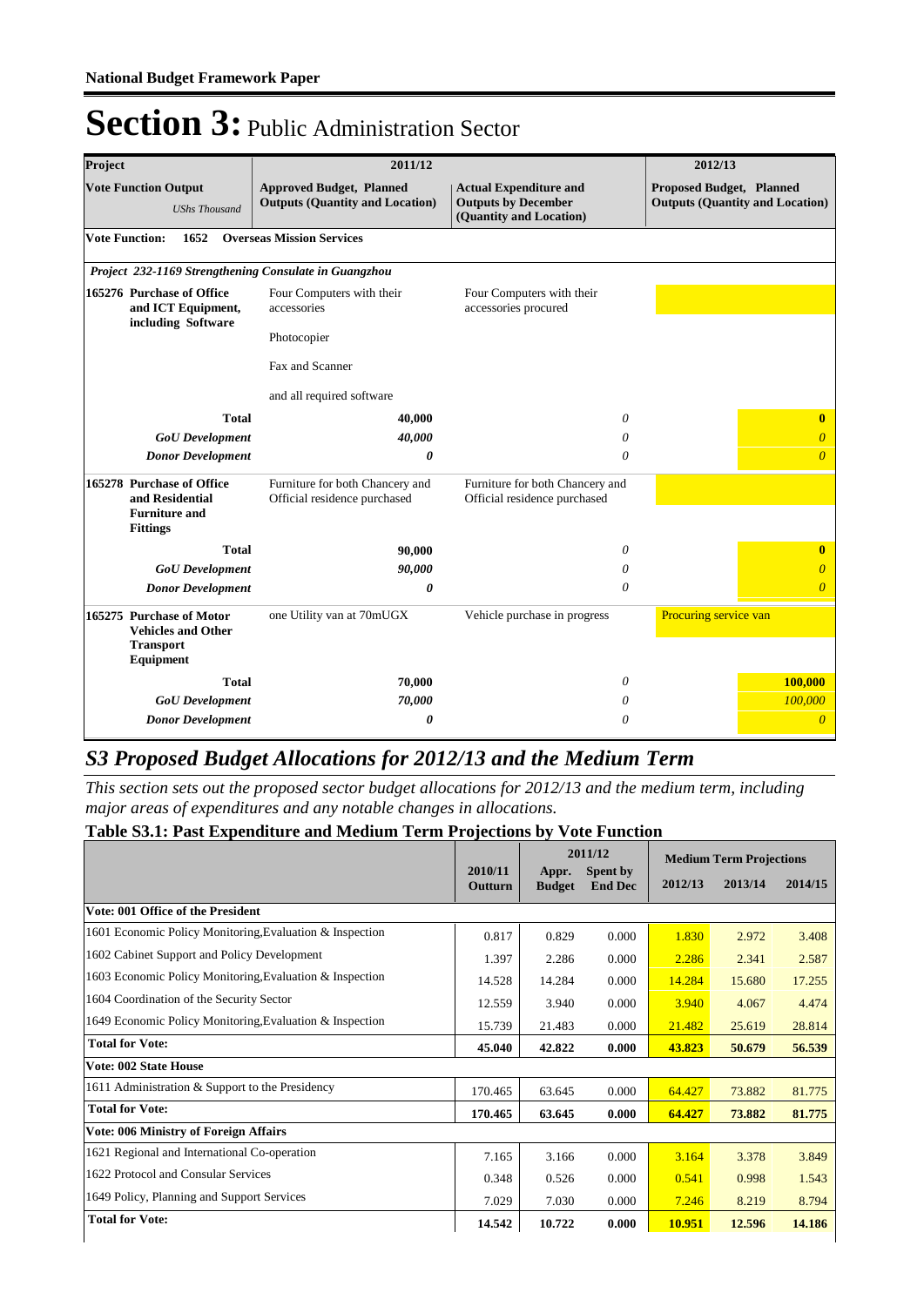**National Budget Framework Paper**

# Section 3: Public Administration Sector

| Project | 2011/12 | | 2012/13 |
|---|---|---|---|
| **Vote Function Output** *UShs Thousand* | **Approved Budget, Planned Outputs (Quantity and Location)** | **Actual Expenditure and Outputs by December (Quantity and Location)** | **Proposed Budget, Planned Outputs (Quantity and Location)** |
| **Vote Function: 1652 Overseas Mission Services** | | | |
| ***Project 232-1169 Strengthening Consulate in Guangzhou*** | | | |
| **165276 Purchase of Office and ICT Equipment, including Software** | Four Computers with their accessories<br><br>Photocopier<br><br>Fax and Scanner<br><br>and all required software | Four Computers with their accessories procured | |
| **Total** | **40,000** | *0* | **0** |
| ***GoU Development*** | ***40,000*** | *0* | *0* |
| ***Donor Development*** | ***0*** | *0* | *0* |
| **165278 Purchase of Office and Residential Furniture and Fittings** | Furniture for both Chancery and Official residence purchased | Furniture for both Chancery and Official residence purchased | |
| **Total** | **90,000** | *0* | **0** |
| ***GoU Development*** | ***90,000*** | *0* | *0* |
| ***Donor Development*** | ***0*** | *0* | *0* |
| **165275 Purchase of Motor Vehicles and Other Transport Equipment** | one Utility van at 70mUGX | Vehicle purchase in progress | Procuring service van |
| **Total** | **70,000** | *0* | **100,000** |
| ***GoU Development*** | ***70,000*** | *0* | *100,000* |
| ***Donor Development*** | ***0*** | *0* | *0* |

## *S3 Proposed Budget Allocations for 2012/13 and the Medium Term*

*This section sets out the proposed sector budget allocations for 2012/13 and the medium term, including major areas of expenditures and any notable changes in allocations.*

### Table S3.1: Past Expenditure and Medium Term Projections by Vote Function

| | 2010/11 Outturn | 2011/12 | | Medium Term Projections | | |
|---|---|---|---|---|---|---|
| | | Appr. Budget | Spent by End Dec | 2012/13 | 2013/14 | 2014/15 |
| **Vote: 001 Office of the President** | | | | | | |
| 1601 Economic Policy Monitoring,Evaluation & Inspection | 0.817 | 0.829 | 0.000 | 1.830 | 2.972 | 3.408 |
| 1602 Cabinet Support and Policy Development | 1.397 | 2.286 | 0.000 | 2.286 | 2.341 | 2.587 |
| 1603 Economic Policy Monitoring,Evaluation & Inspection | 14.528 | 14.284 | 0.000 | 14.284 | 15.680 | 17.255 |
| 1604 Coordination of the Security Sector | 12.559 | 3.940 | 0.000 | 3.940 | 4.067 | 4.474 |
| 1649 Economic Policy Monitoring,Evaluation & Inspection | 15.739 | 21.483 | 0.000 | 21.482 | 25.619 | 28.814 |
| **Total for Vote:** | **45.040** | **42.822** | **0.000** | **43.823** | **50.679** | **56.539** |
| **Vote: 002 State House** | | | | | | |
| 1611 Administration & Support to the Presidency | 170.465 | 63.645 | 0.000 | 64.427 | 73.882 | 81.775 |
| **Total for Vote:** | **170.465** | **63.645** | **0.000** | **64.427** | **73.882** | **81.775** |
| **Vote: 006 Ministry of Foreign Affairs** | | | | | | |
| 1621 Regional and International Co-operation | 7.165 | 3.166 | 0.000 | 3.164 | 3.378 | 3.849 |
| 1622 Protocol and Consular Services | 0.348 | 0.526 | 0.000 | 0.541 | 0.998 | 1.543 |
| 1649 Policy, Planning and Support Services | 7.029 | 7.030 | 0.000 | 7.246 | 8.219 | 8.794 |
| **Total for Vote:** | **14.542** | **10.722** | **0.000** | **10.951** | **12.596** | **14.186** |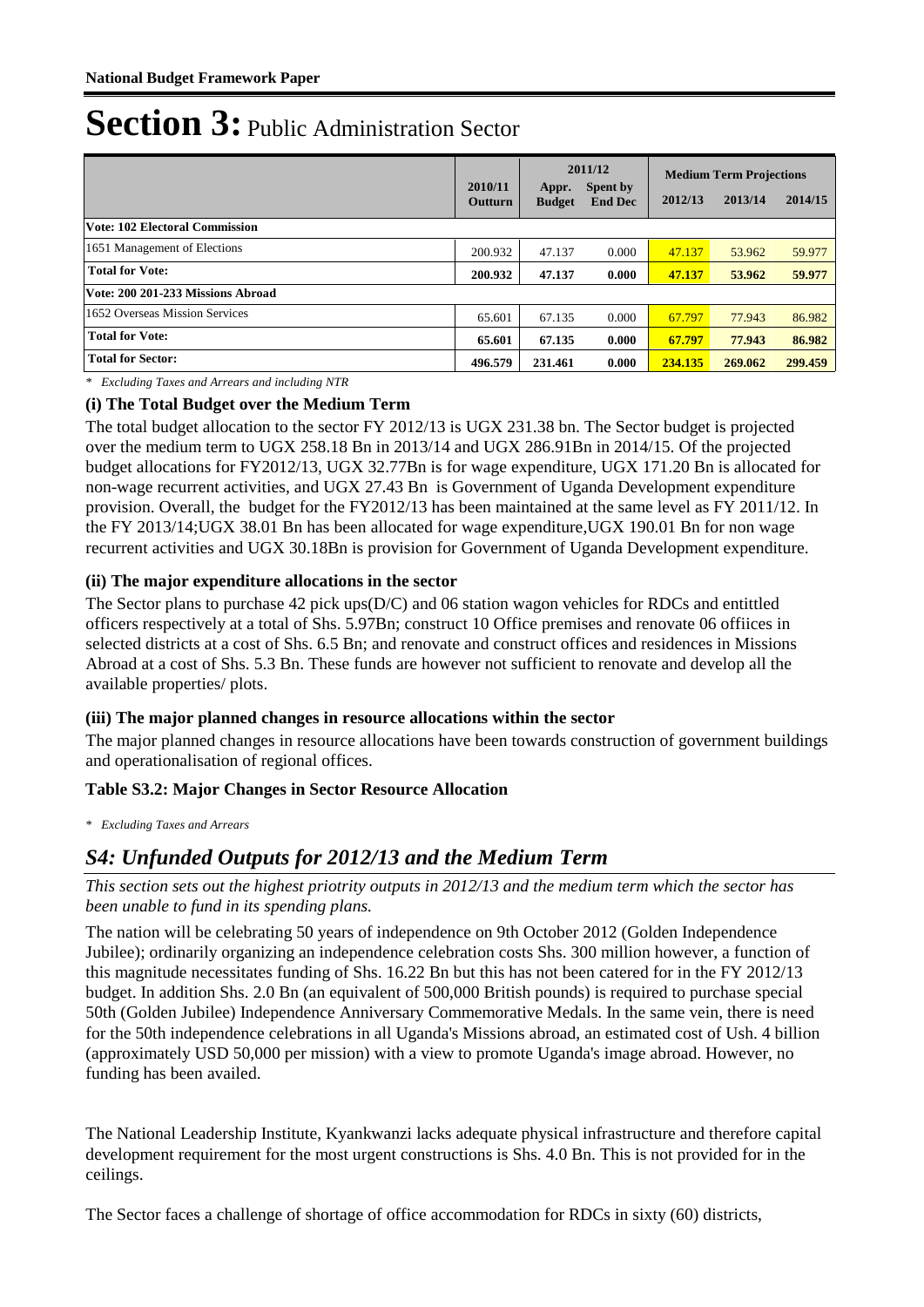# Section 3: Public Administration Sector

| | 2010/11 Outturn | 2011/12 | | Medium Term Projections | | |
|---|---|---|---|---|---|---|
| | | Appr. Budget | Spent by End Dec | 2012/13 | 2013/14 | 2014/15 |
| **Vote: 102 Electoral Commission** | | | | | | |
| 1651 Management of Elections | 200.932 | 47.137 | 0.000 | 47.137 | 53.962 | 59.977 |
| **Total for Vote:** | **200.932** | **47.137** | **0.000** | **47.137** | **53.962** | **59.977** |
| **Vote: 200 201-233 Missions Abroad** | | | | | | |
| 1652 Overseas Mission Services | 65.601 | 67.135 | 0.000 | 67.797 | 77.943 | 86.982 |
| **Total for Vote:** | **65.601** | **67.135** | **0.000** | **67.797** | **77.943** | **86.982** |
| **Total for Sector:** | **496.579** | **231.461** | **0.000** | **234.135** | **269.062** | **299.459** |

*\* Excluding Taxes and Arrears and including NTR*

### (i) The Total Budget over the Medium Term

The total budget allocation to the sector FY 2012/13 is UGX 231.38 bn. The Sector budget is projected over the medium term to UGX 258.18 Bn in 2013/14 and UGX 286.91Bn in 2014/15. Of the projected budget allocations for FY2012/13, UGX 32.77Bn is for wage expenditure, UGX 171.20 Bn is allocated for non-wage recurrent activities, and UGX 27.43 Bn is Government of Uganda Development expenditure provision. Overall, the budget for the FY2012/13 has been maintained at the same level as FY 2011/12. In the FY 2013/14;UGX 38.01 Bn has been allocated for wage expenditure,UGX 190.01 Bn for non wage recurrent activities and UGX 30.18Bn is provision for Government of Uganda Development expenditure.

### (ii) The major expenditure allocations in the sector

The Sector plans to purchase 42 pick ups(D/C) and 06 station wagon vehicles for RDCs and entittled officers respectively at a total of Shs. 5.97Bn; construct 10 Office premises and renovate 06 offiices in selected districts at a cost of Shs. 6.5 Bn; and renovate and construct offices and residences in Missions Abroad at a cost of Shs. 5.3 Bn. These funds are however not sufficient to renovate and develop all the available properties/ plots.

### (iii) The major planned changes in resource allocations within the sector

The major planned changes in resource allocations have been towards construction of government buildings and operationalisation of regional offices.

### Table S3.2: Major Changes in Sector Resource Allocation

*\* Excluding Taxes and Arrears*

## *S4: Unfunded Outputs for 2012/13 and the Medium Term*

*This section sets out the highest priotrity outputs in 2012/13 and the medium term which the sector has been unable to fund in its spending plans.*

The nation will be celebrating 50 years of independence on 9th October 2012 (Golden Independence Jubilee); ordinarily organizing an independence celebration costs Shs. 300 million however, a function of this magnitude necessitates funding of Shs. 16.22 Bn but this has not been catered for in the FY 2012/13 budget. In addition Shs. 2.0 Bn (an equivalent of 500,000 British pounds) is required to purchase special 50th (Golden Jubilee) Independence Anniversary Commemorative Medals. In the same vein, there is need for the 50th independence celebrations in all Uganda's Missions abroad, an estimated cost of Ush. 4 billion (approximately USD 50,000 per mission) with a view to promote Uganda's image abroad. However, no funding has been availed.

The National Leadership Institute, Kyankwanzi lacks adequate physical infrastructure and therefore capital development requirement for the most urgent constructions is Shs. 4.0 Bn. This is not provided for in the ceilings.

The Sector faces a challenge of shortage of office accommodation for RDCs in sixty (60) districts,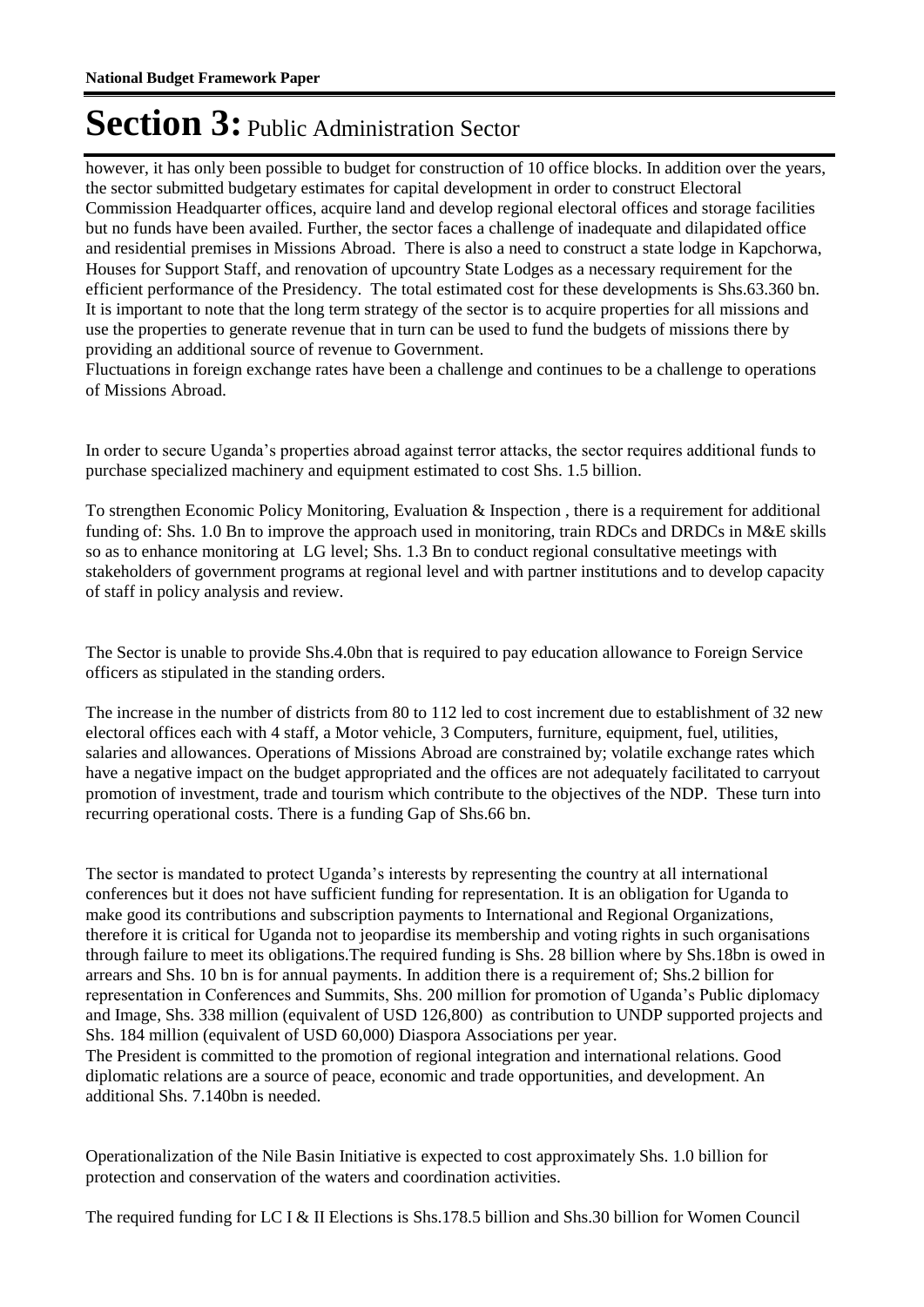however, it has only been possible to budget for construction of 10 office blocks. In addition over the years, the sector submitted budgetary estimates for capital development in order to construct Electoral Commission Headquarter offices, acquire land and develop regional electoral offices and storage facilities but no funds have been availed. Further, the sector faces a challenge of inadequate and dilapidated office and residential premises in Missions Abroad. There is also a need to construct a state lodge in Kapchorwa, Houses for Support Staff, and renovation of upcountry State Lodges as a necessary requirement for the efficient performance of the Presidency. The total estimated cost for these developments is Shs.63.360 bn. It is important to note that the long term strategy of the sector is to acquire properties for all missions and use the properties to generate revenue that in turn can be used to fund the budgets of missions there by providing an additional source of revenue to Government.

Fluctuations in foreign exchange rates have been a challenge and continues to be a challenge to operations of Missions Abroad.

In order to secure Uganda's properties abroad against terror attacks, the sector requires additional funds to purchase specialized machinery and equipment estimated to cost Shs. 1.5 billion.

To strengthen Economic Policy Monitoring, Evaluation & Inspection , there is a requirement for additional funding of: Shs. 1.0 Bn to improve the approach used in monitoring, train RDCs and DRDCs in M&E skills so as to enhance monitoring at LG level; Shs. 1.3 Bn to conduct regional consultative meetings with stakeholders of government programs at regional level and with partner institutions and to develop capacity of staff in policy analysis and review.

The Sector is unable to provide Shs.4.0bn that is required to pay education allowance to Foreign Service officers as stipulated in the standing orders.

The increase in the number of districts from 80 to 112 led to cost increment due to establishment of 32 new electoral offices each with 4 staff, a Motor vehicle, 3 Computers, furniture, equipment, fuel, utilities, salaries and allowances. Operations of Missions Abroad are constrained by; volatile exchange rates which have a negative impact on the budget appropriated and the offices are not adequately facilitated to carryout promotion of investment, trade and tourism which contribute to the objectives of the NDP. These turn into recurring operational costs. There is a funding Gap of Shs.66 bn.

The sector is mandated to protect Uganda's interests by representing the country at all international conferences but it does not have sufficient funding for representation. It is an obligation for Uganda to make good its contributions and subscription payments to International and Regional Organizations, therefore it is critical for Uganda not to jeopardise its membership and voting rights in such organisations through failure to meet its obligations.The required funding is Shs. 28 billion where by Shs.18bn is owed in arrears and Shs. 10 bn is for annual payments. In addition there is a requirement of; Shs.2 billion for representation in Conferences and Summits, Shs. 200 million for promotion of Uganda's Public diplomacy and Image, Shs. 338 million (equivalent of USD 126,800) as contribution to UNDP supported projects and Shs. 184 million (equivalent of USD 60,000) Diaspora Associations per year.

The President is committed to the promotion of regional integration and international relations. Good diplomatic relations are a source of peace, economic and trade opportunities, and development. An additional Shs. 7.140bn is needed.

Operationalization of the Nile Basin Initiative is expected to cost approximately Shs. 1.0 billion for protection and conservation of the waters and coordination activities.

The required funding for LC I & II Elections is Shs.178.5 billion and Shs.30 billion for Women Council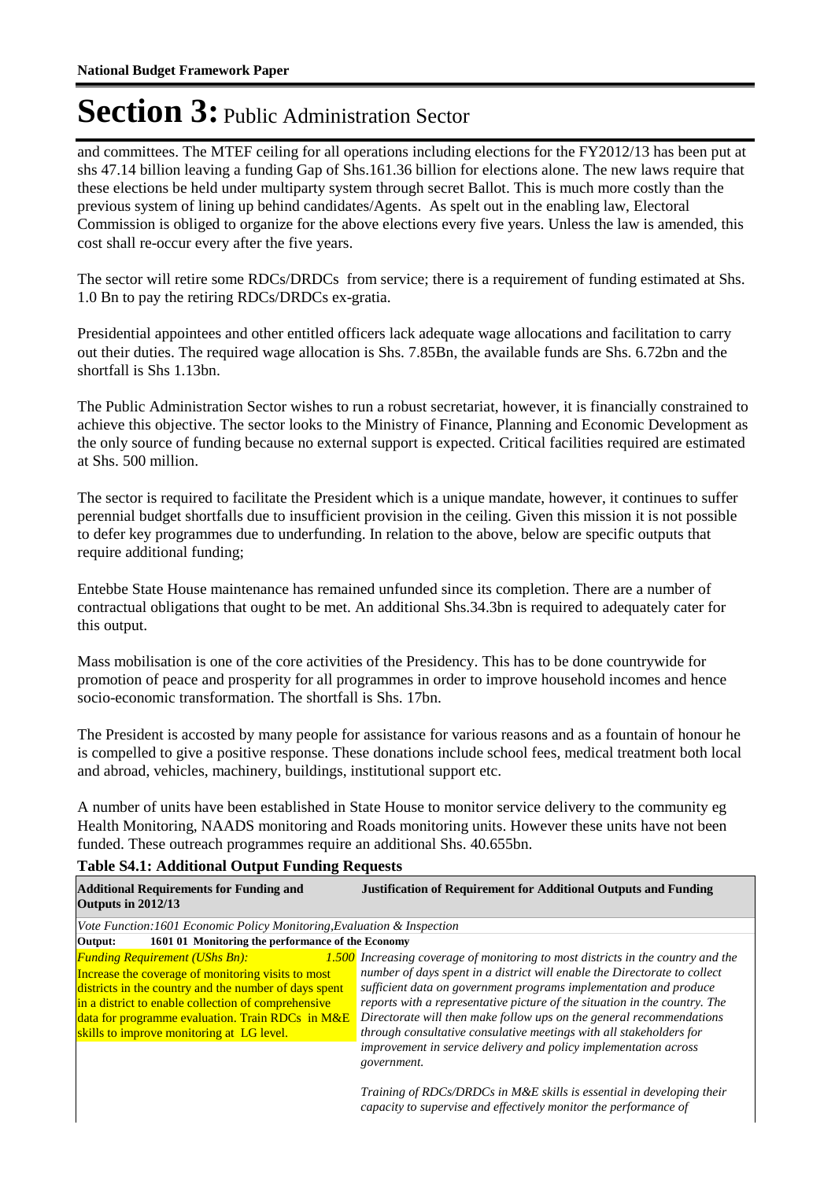# Section 3: Public Administration Sector

and committees. The MTEF ceiling for all operations including elections for the FY2012/13 has been put at shs 47.14 billion leaving a funding Gap of Shs.161.36 billion for elections alone. The new laws require that these elections be held under multiparty system through secret Ballot. This is much more costly than the previous system of lining up behind candidates/Agents. As spelt out in the enabling law, Electoral Commission is obliged to organize for the above elections every five years. Unless the law is amended, this cost shall re-occur every after the five years.

The sector will retire some RDCs/DRDCs from service; there is a requirement of funding estimated at Shs. 1.0 Bn to pay the retiring RDCs/DRDCs ex-gratia.

Presidential appointees and other entitled officers lack adequate wage allocations and facilitation to carry out their duties. The required wage allocation is Shs. 7.85Bn, the available funds are Shs. 6.72bn and the shortfall is Shs 1.13bn.

The Public Administration Sector wishes to run a robust secretariat, however, it is financially constrained to achieve this objective. The sector looks to the Ministry of Finance, Planning and Economic Development as the only source of funding because no external support is expected. Critical facilities required are estimated at Shs. 500 million.

The sector is required to facilitate the President which is a unique mandate, however, it continues to suffer perennial budget shortfalls due to insufficient provision in the ceiling. Given this mission it is not possible to defer key programmes due to underfunding. In relation to the above, below are specific outputs that require additional funding;

Entebbe State House maintenance has remained unfunded since its completion. There are a number of contractual obligations that ought to be met. An additional Shs.34.3bn is required to adequately cater for this output.

Mass mobilisation is one of the core activities of the Presidency. This has to be done countrywide for promotion of peace and prosperity for all programmes in order to improve household incomes and hence socio-economic transformation. The shortfall is Shs. 17bn.

The President is accosted by many people for assistance for various reasons and as a fountain of honour he is compelled to give a positive response. These donations include school fees, medical treatment both local and abroad, vehicles, machinery, buildings, institutional support etc.

A number of units have been established in State House to monitor service delivery to the community eg Health Monitoring, NAADS monitoring and Roads monitoring units. However these units have not been funded. These outreach programmes require an additional Shs. 40.655bn.

**Table S4.1: Additional Output Funding Requests**

| Additional Requirements for Funding and Outputs in 2012/13 | Justification of Requirement for Additional Outputs and Funding |
|---|---|
| *Vote Function:1601 Economic Policy Monitoring,Evaluation & Inspection* | |
| **Output: 1601 01 Monitoring the performance of the Economy** | |
| *Funding Requirement (UShs Bn):* *1.500*<br>Increase the coverage of monitoring visits to most districts in the country and the number of days spent in a district to enable collection of comprehensive data for programme evaluation. Train RDCs in M&E skills to improve monitoring at LG level. | *Increasing coverage of monitoring to most districts in the country and the number of days spent in a district will enable the Directorate to collect sufficient data on government programs implementation and produce reports with a representative picture of the situation in the country. The Directorate will then make follow ups on the general recommendations through consultative consulative meetings with all stakeholders for improvement in service delivery and policy implementation across government.*<br><br>*Training of RDCs/DRDCs in M&E skills is essential in developing their capacity to supervise and effectively monitor the performance of* |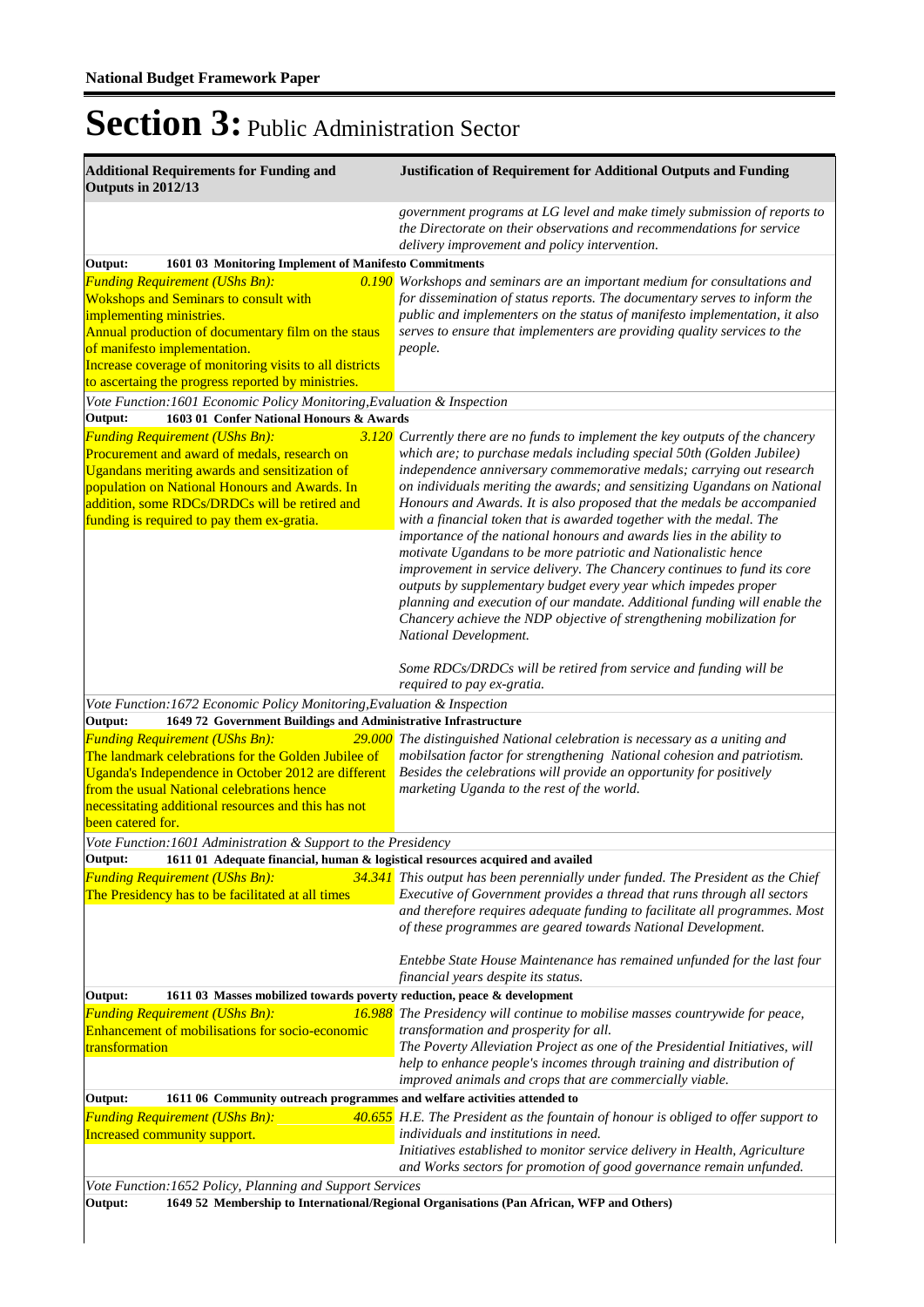**National Budget Framework Paper**

# Section 3: Public Administration Sector

| Additional Requirements for Funding and Outputs in 2012/13 | Justification of Requirement for Additional Outputs and Funding |
|---|---|
| | *government programs at LG level and make timely submission of reports to the Directorate on their observations and recommendations for service delivery improvement and policy intervention.* |
| **Output: 1601 03 Monitoring Implement of Manifesto Commitments** | |
| *Funding Requirement (UShs Bn):* *0.190*<br>Wokshops and Seminars to consult with implementing ministries.<br>Annual production of documentary film on the staus of manifesto implementation.<br>Increase coverage of monitoring visits to all districts to ascertaing the progress reported by ministries. | *Workshops and seminars are an important medium for consultations and for dissemination of status reports. The documentary serves to inform the public and implementers on the status of manifesto implementation, it also serves to ensure that implementers are providing quality services to the people.* |
| *Vote Function:1601 Economic Policy Monitoring,Evaluation & Inspection* | |
| **Output: 1603 01 Confer National Honours & Awards** | |
| *Funding Requirement (UShs Bn):* *3.120*<br>Procurement and award of medals, research on Ugandans meriting awards and sensitization of population on National Honours and Awards. In addition, some RDCs/DRDCs will be retired and funding is required to pay them ex-gratia. | *Currently there are no funds to implement the key outputs of the chancery which are; to purchase medals including special 50th (Golden Jubilee) independence anniversary commemorative medals; carrying out research on individuals meriting the awards; and sensitizing Ugandans on National Honours and Awards. It is also proposed that the medals be accompanied with a financial token that is awarded together with the medal. The importance of the national honours and awards lies in the ability to motivate Ugandans to be more patriotic and Nationalistic hence improvement in service delivery. The Chancery continues to fund its core outputs by supplementary budget every year which impedes proper planning and execution of our mandate. Additional funding will enable the Chancery achieve the NDP objective of strengthening mobilization for National Development.*<br><br>*Some RDCs/DRDCs will be retired from service and funding will be required to pay ex-gratia.* |
| *Vote Function:1672 Economic Policy Monitoring,Evaluation & Inspection* | |
| **Output: 1649 72 Government Buildings and Administrative Infrastructure** | |
| *Funding Requirement (UShs Bn):* *29.000*<br>The landmark celebrations for the Golden Jubilee of Uganda's Independence in October 2012 are different from the usual National celebrations hence necessitating additional resources and this has not been catered for. | *The distinguished National celebration is necessary as a uniting and mobilsation factor for strengthening National cohesion and patriotism. Besides the celebrations will provide an opportunity for positively marketing Uganda to the rest of the world.* |
| *Vote Function:1601 Administration & Support to the Presidency* | |
| **Output: 1611 01 Adequate financial, human & logistical resources acquired and availed** | |
| *Funding Requirement (UShs Bn):* *34.341*<br>The Presidency has to be facilitated at all times | *This output has been perennially under funded. The President as the Chief Executive of Government provides a thread that runs through all sectors and therefore requires adequate funding to facilitate all programmes. Most of these programmes are geared towards National Development.*<br><br>*Entebbe State House Maintenance has remained unfunded for the last four financial years despite its status.* |
| **Output: 1611 03 Masses mobilized towards poverty reduction, peace & development** | |
| *Funding Requirement (UShs Bn):* *16.988*<br>Enhancement of mobilisations for socio-economic transformation | *The Presidency will continue to mobilise masses countrywide for peace, transformation and prosperity for all.*<br>*The Poverty Alleviation Project as one of the Presidential Initiatives, will help to enhance people's incomes through training and distribution of improved animals and crops that are commercially viable.* |
| **Output: 1611 06 Community outreach programmes and welfare activities attended to** | |
| *Funding Requirement (UShs Bn):* *40.655*<br>Increased community support. | *H.E. The President as the fountain of honour is obliged to offer support to individuals and institutions in need.*<br>*Initiatives established to monitor service delivery in Health, Agriculture and Works sectors for promotion of good governance remain unfunded.* |
| *Vote Function:1652 Policy, Planning and Support Services* | |
| **Output: 1649 52 Membership to International/Regional Organisations (Pan African, WFP and Others)** | |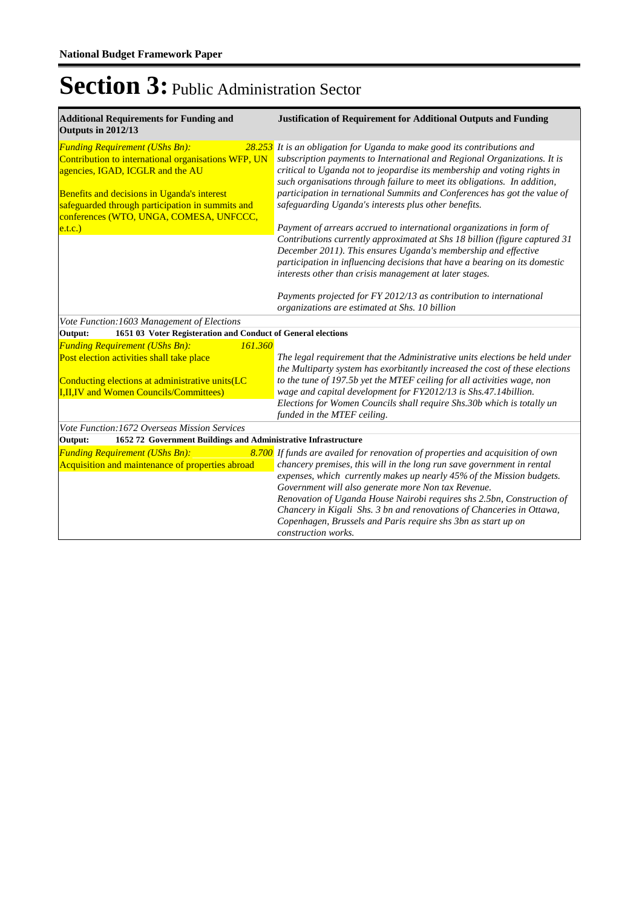# Section 3: Public Administration Sector

| Additional Requirements for Funding and Outputs in 2012/13 | Justification of Requirement for Additional Outputs and Funding |
|---|---|
| *Funding Requirement (UShs Bn):* 28.253<br>Contribution to international organisations WFP, UN agencies, IGAD, ICGLR and the AU<br><br>Benefits and decisions in Uganda's interest safeguarded through participation in summits and conferences (WTO, UNGA, COMESA, UNFCCC, e.t.c.) | *It is an obligation for Uganda to make good its contributions and subscription payments to International and Regional Organizations. It is critical to Uganda not to jeopardise its membership and voting rights in such organisations through failure to meet its obligations. In addition, participation in ternational Summits and Conferences has got the value of safeguarding Uganda's interests plus other benefits.*<br><br>*Payment of arrears accrued to international organizations in form of Contributions currently approximated at Shs 18 billion (figure captured 31 December 2011). This ensures Uganda's membership and effective participation in influencing decisions that have a bearing on its domestic interests other than crisis management at later stages.*<br><br>*Payments projected for FY 2012/13 as contribution to international organizations are estimated at Shs. 10 billion* |
| *Vote Function:1603 Management of Elections* | |
| **Output: 1651 03 Voter Registeration and Conduct of General elections** | |
| *Funding Requirement (UShs Bn):* 161.360<br>Post election activities shall take place<br><br>Conducting elections at administrative units(LC I,II,IV and Women Councils/Committees) | *The legal requirement that the Administrative units elections be held under the Multiparty system has exorbitantly increased the cost of these elections to the tune of 197.5b yet the MTEF ceiling for all activities wage, non wage and capital development for FY2012/13 is Shs.47.14billion. Elections for Women Councils shall require Shs.30b which is totally un funded in the MTEF ceiling.* |
| *Vote Function:1672 Overseas Mission Services* | |
| **Output: 1652 72 Government Buildings and Administrative Infrastructure** | |
| *Funding Requirement (UShs Bn):* 8.700<br>Acquisition and maintenance of properties abroad | *If funds are availed for renovation of properties and acquisition of own chancery premises, this will in the long run save government in rental expenses, which currently makes up nearly 45% of the Mission budgets. Government will also generate more Non tax Revenue.*<br>*Renovation of Uganda House Nairobi requires shs 2.5bn, Construction of Chancery in Kigali Shs. 3 bn and renovations of Chanceries in Ottawa, Copenhagen, Brussels and Paris require shs 3bn as start up on construction works.* |